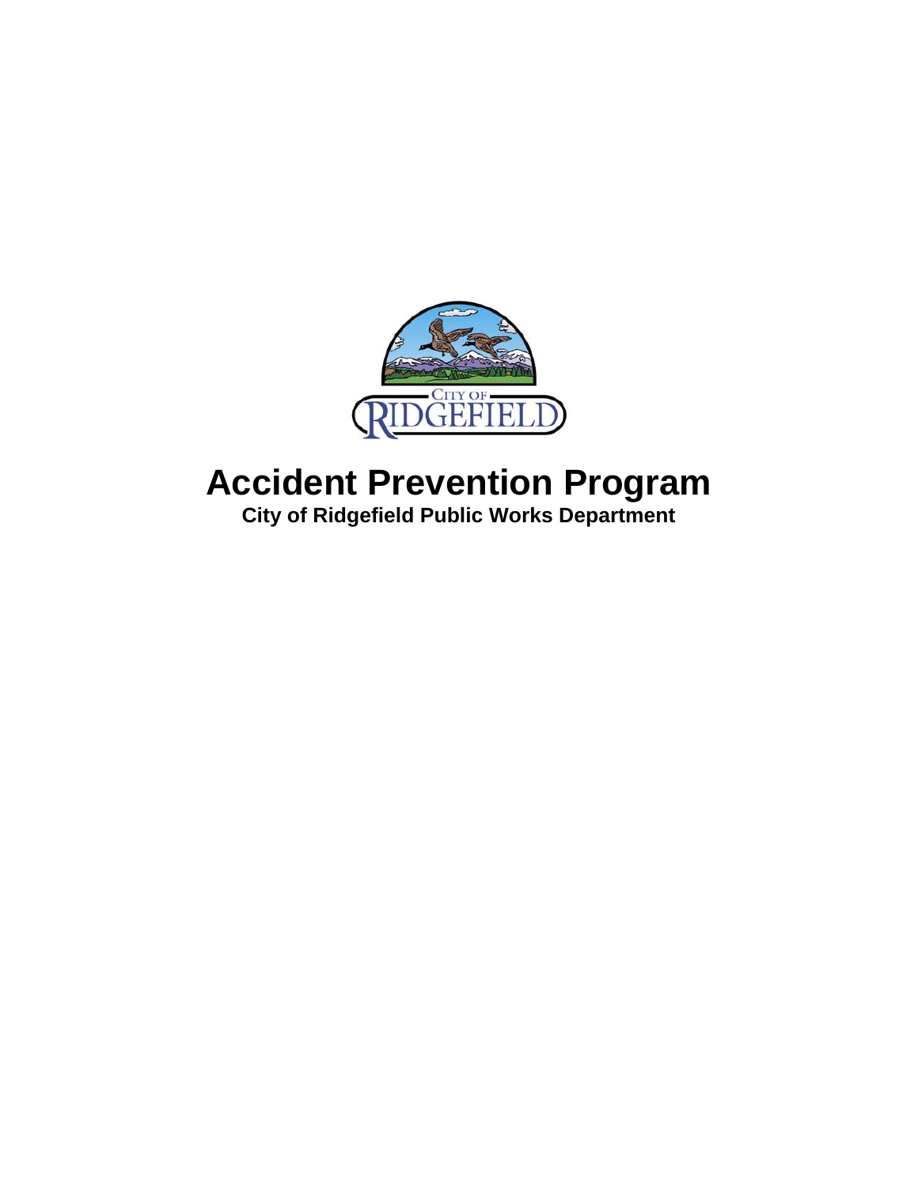# Accident Prevention Program

**City of Ridgefield Public Works Department**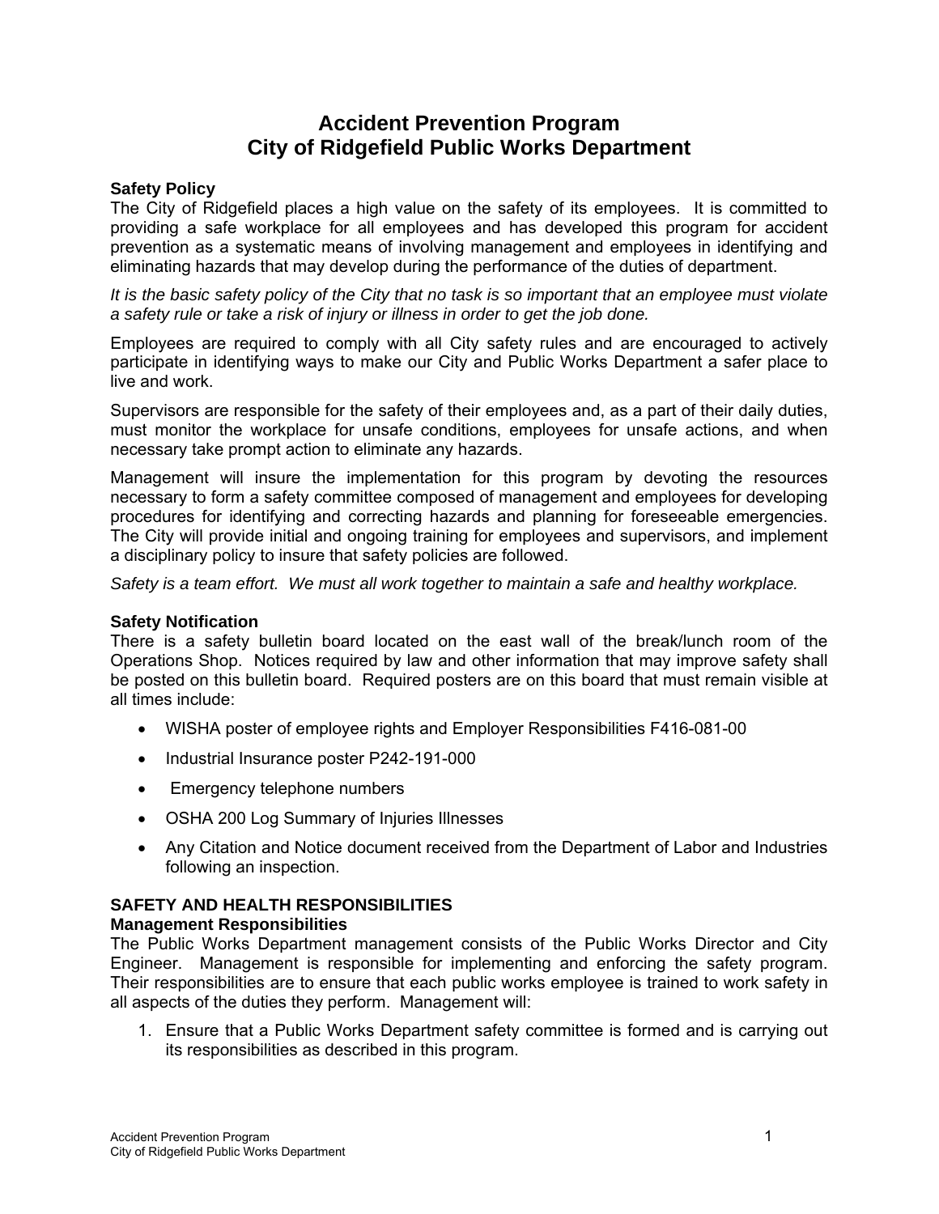# Accident Prevention Program
# City of Ridgefield Public Works Department

### Safety Policy

The City of Ridgefield places a high value on the safety of its employees. It is committed to providing a safe workplace for all employees and has developed this program for accident prevention as a systematic means of involving management and employees in identifying and eliminating hazards that may develop during the performance of the duties of department.

*It is the basic safety policy of the City that no task is so important that an employee must violate a safety rule or take a risk of injury or illness in order to get the job done.*

Employees are required to comply with all City safety rules and are encouraged to actively participate in identifying ways to make our City and Public Works Department a safer place to live and work.

Supervisors are responsible for the safety of their employees and, as a part of their daily duties, must monitor the workplace for unsafe conditions, employees for unsafe actions, and when necessary take prompt action to eliminate any hazards.

Management will insure the implementation for this program by devoting the resources necessary to form a safety committee composed of management and employees for developing procedures for identifying and correcting hazards and planning for foreseeable emergencies. The City will provide initial and ongoing training for employees and supervisors, and implement a disciplinary policy to insure that safety policies are followed.

*Safety is a team effort. We must all work together to maintain a safe and healthy workplace.*

### Safety Notification

There is a safety bulletin board located on the east wall of the break/lunch room of the Operations Shop. Notices required by law and other information that may improve safety shall be posted on this bulletin board. Required posters are on this board that must remain visible at all times include:

- WISHA poster of employee rights and Employer Responsibilities F416-081-00
- Industrial Insurance poster P242-191-000
- Emergency telephone numbers
- OSHA 200 Log Summary of Injuries Illnesses
- Any Citation and Notice document received from the Department of Labor and Industries following an inspection.

### SAFETY AND HEALTH RESPONSIBILITIES

#### Management Responsibilities

The Public Works Department management consists of the Public Works Director and City Engineer. Management is responsible for implementing and enforcing the safety program. Their responsibilities are to ensure that each public works employee is trained to work safety in all aspects of the duties they perform. Management will:

1. Ensure that a Public Works Department safety committee is formed and is carrying out its responsibilities as described in this program.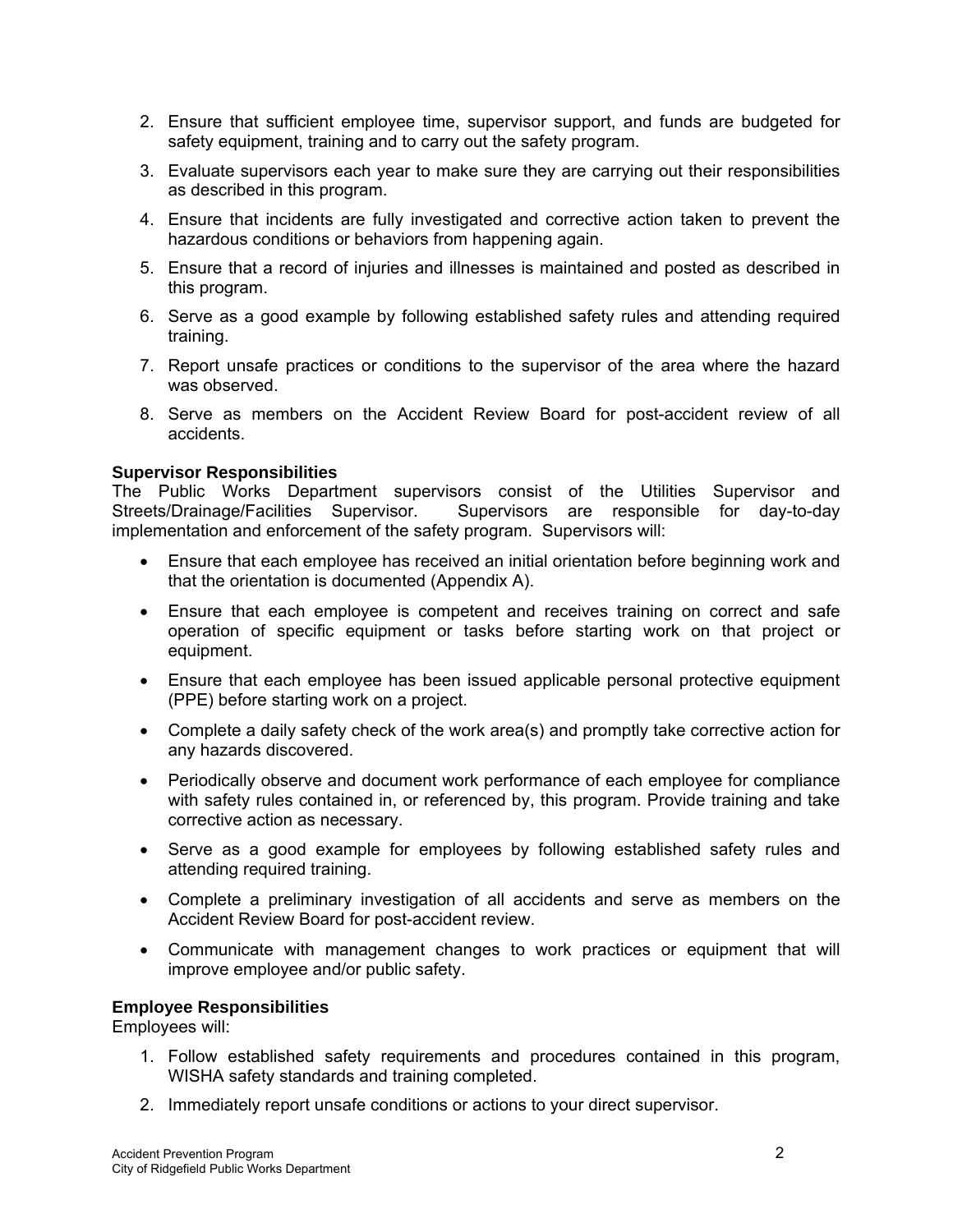2. Ensure that sufficient employee time, supervisor support, and funds are budgeted for safety equipment, training and to carry out the safety program.
3. Evaluate supervisors each year to make sure they are carrying out their responsibilities as described in this program.
4. Ensure that incidents are fully investigated and corrective action taken to prevent the hazardous conditions or behaviors from happening again.
5. Ensure that a record of injuries and illnesses is maintained and posted as described in this program.
6. Serve as a good example by following established safety rules and attending required training.
7. Report unsafe practices or conditions to the supervisor of the area where the hazard was observed.
8. Serve as members on the Accident Review Board for post-accident review of all accidents.

**Supervisor Responsibilities**

The Public Works Department supervisors consist of the Utilities Supervisor and Streets/Drainage/Facilities Supervisor. Supervisors are responsible for day-to-day implementation and enforcement of the safety program. Supervisors will:

- Ensure that each employee has received an initial orientation before beginning work and that the orientation is documented (Appendix A).
- Ensure that each employee is competent and receives training on correct and safe operation of specific equipment or tasks before starting work on that project or equipment.
- Ensure that each employee has been issued applicable personal protective equipment (PPE) before starting work on a project.
- Complete a daily safety check of the work area(s) and promptly take corrective action for any hazards discovered.
- Periodically observe and document work performance of each employee for compliance with safety rules contained in, or referenced by, this program. Provide training and take corrective action as necessary.
- Serve as a good example for employees by following established safety rules and attending required training.
- Complete a preliminary investigation of all accidents and serve as members on the Accident Review Board for post-accident review.
- Communicate with management changes to work practices or equipment that will improve employee and/or public safety.

**Employee Responsibilities**

Employees will:

1. Follow established safety requirements and procedures contained in this program, WISHA safety standards and training completed.
2. Immediately report unsafe conditions or actions to your direct supervisor.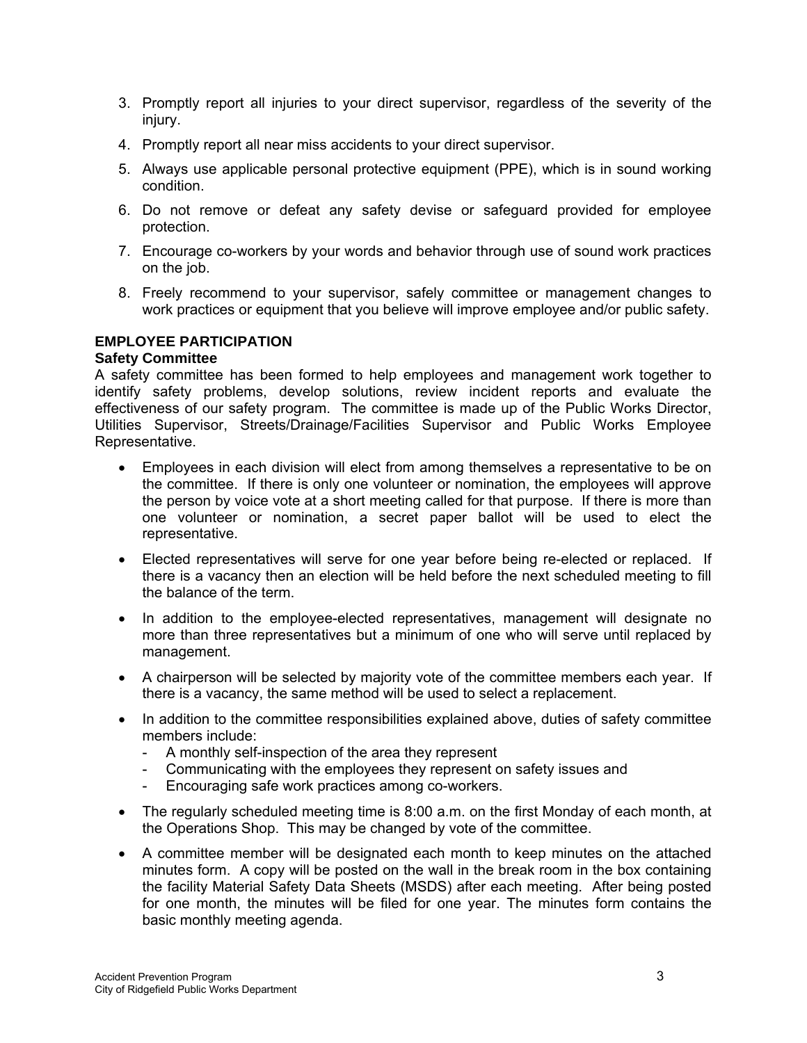3. Promptly report all injuries to your direct supervisor, regardless of the severity of the injury.
4. Promptly report all near miss accidents to your direct supervisor.
5. Always use applicable personal protective equipment (PPE), which is in sound working condition.
6. Do not remove or defeat any safety devise or safeguard provided for employee protection.
7. Encourage co-workers by your words and behavior through use of sound work practices on the job.
8. Freely recommend to your supervisor, safely committee or management changes to work practices or equipment that you believe will improve employee and/or public safety.

## EMPLOYEE PARTICIPATION

### Safety Committee

A safety committee has been formed to help employees and management work together to identify safety problems, develop solutions, review incident reports and evaluate the effectiveness of our safety program. The committee is made up of the Public Works Director, Utilities Supervisor, Streets/Drainage/Facilities Supervisor and Public Works Employee Representative.

- Employees in each division will elect from among themselves a representative to be on the committee. If there is only one volunteer or nomination, the employees will approve the person by voice vote at a short meeting called for that purpose. If there is more than one volunteer or nomination, a secret paper ballot will be used to elect the representative.
- Elected representatives will serve for one year before being re-elected or replaced. If there is a vacancy then an election will be held before the next scheduled meeting to fill the balance of the term.
- In addition to the employee-elected representatives, management will designate no more than three representatives but a minimum of one who will serve until replaced by management.
- A chairperson will be selected by majority vote of the committee members each year. If there is a vacancy, the same method will be used to select a replacement.
- In addition to the committee responsibilities explained above, duties of safety committee members include:
  - A monthly self-inspection of the area they represent
  - Communicating with the employees they represent on safety issues and
  - Encouraging safe work practices among co-workers.
- The regularly scheduled meeting time is 8:00 a.m. on the first Monday of each month, at the Operations Shop. This may be changed by vote of the committee.
- A committee member will be designated each month to keep minutes on the attached minutes form. A copy will be posted on the wall in the break room in the box containing the facility Material Safety Data Sheets (MSDS) after each meeting. After being posted for one month, the minutes will be filed for one year. The minutes form contains the basic monthly meeting agenda.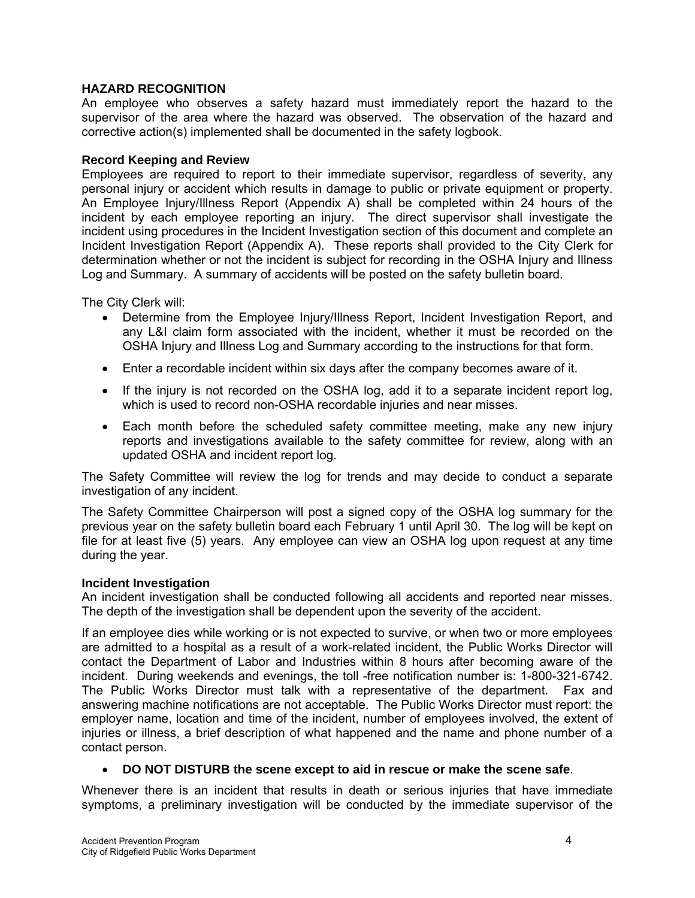## HAZARD RECOGNITION

An employee who observes a safety hazard must immediately report the hazard to the supervisor of the area where the hazard was observed. The observation of the hazard and corrective action(s) implemented shall be documented in the safety logbook.

### Record Keeping and Review

Employees are required to report to their immediate supervisor, regardless of severity, any personal injury or accident which results in damage to public or private equipment or property. An Employee Injury/Illness Report (Appendix A) shall be completed within 24 hours of the incident by each employee reporting an injury. The direct supervisor shall investigate the incident using procedures in the Incident Investigation section of this document and complete an Incident Investigation Report (Appendix A). These reports shall provided to the City Clerk for determination whether or not the incident is subject for recording in the OSHA Injury and Illness Log and Summary. A summary of accidents will be posted on the safety bulletin board.

The City Clerk will:

- Determine from the Employee Injury/Illness Report, Incident Investigation Report, and any L&I claim form associated with the incident, whether it must be recorded on the OSHA Injury and Illness Log and Summary according to the instructions for that form.
- Enter a recordable incident within six days after the company becomes aware of it.
- If the injury is not recorded on the OSHA log, add it to a separate incident report log, which is used to record non-OSHA recordable injuries and near misses.
- Each month before the scheduled safety committee meeting, make any new injury reports and investigations available to the safety committee for review, along with an updated OSHA and incident report log.

The Safety Committee will review the log for trends and may decide to conduct a separate investigation of any incident.

The Safety Committee Chairperson will post a signed copy of the OSHA log summary for the previous year on the safety bulletin board each February 1 until April 30. The log will be kept on file for at least five (5) years. Any employee can view an OSHA log upon request at any time during the year.

### Incident Investigation

An incident investigation shall be conducted following all accidents and reported near misses. The depth of the investigation shall be dependent upon the severity of the accident.

If an employee dies while working or is not expected to survive, or when two or more employees are admitted to a hospital as a result of a work-related incident, the Public Works Director will contact the Department of Labor and Industries within 8 hours after becoming aware of the incident. During weekends and evenings, the toll -free notification number is: 1-800-321-6742. The Public Works Director must talk with a representative of the department. Fax and answering machine notifications are not acceptable. The Public Works Director must report: the employer name, location and time of the incident, number of employees involved, the extent of injuries or illness, a brief description of what happened and the name and phone number of a contact person.

- **DO NOT DISTURB the scene except to aid in rescue or make the scene safe**.

Whenever there is an incident that results in death or serious injuries that have immediate symptoms, a preliminary investigation will be conducted by the immediate supervisor of the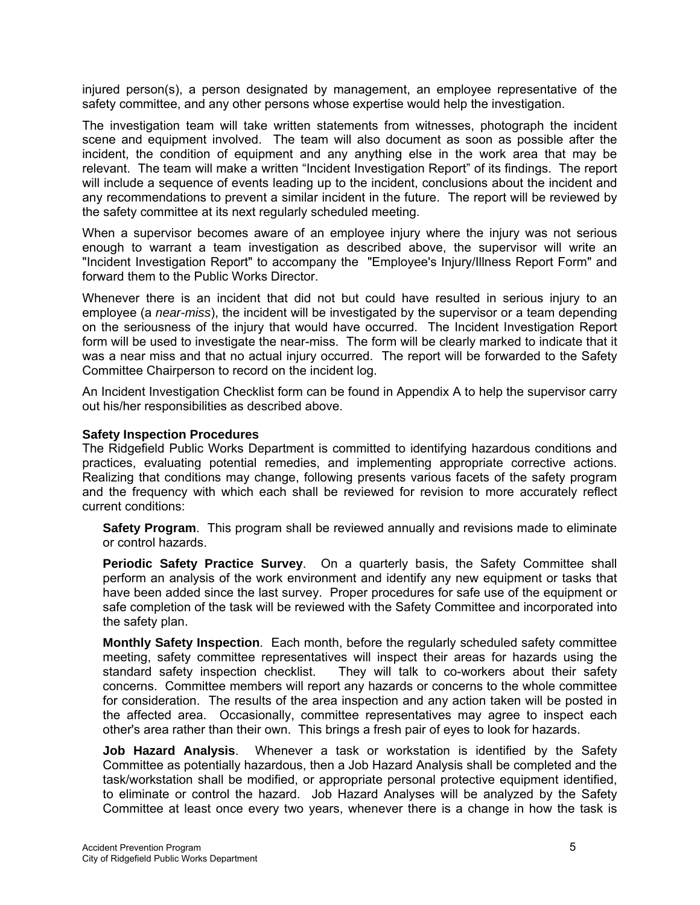injured person(s), a person designated by management, an employee representative of the safety committee, and any other persons whose expertise would help the investigation.

The investigation team will take written statements from witnesses, photograph the incident scene and equipment involved. The team will also document as soon as possible after the incident, the condition of equipment and any anything else in the work area that may be relevant. The team will make a written "Incident Investigation Report" of its findings. The report will include a sequence of events leading up to the incident, conclusions about the incident and any recommendations to prevent a similar incident in the future. The report will be reviewed by the safety committee at its next regularly scheduled meeting.

When a supervisor becomes aware of an employee injury where the injury was not serious enough to warrant a team investigation as described above, the supervisor will write an "Incident Investigation Report" to accompany the "Employee's Injury/Illness Report Form" and forward them to the Public Works Director.

Whenever there is an incident that did not but could have resulted in serious injury to an employee (a *near-miss*), the incident will be investigated by the supervisor or a team depending on the seriousness of the injury that would have occurred. The Incident Investigation Report form will be used to investigate the near-miss. The form will be clearly marked to indicate that it was a near miss and that no actual injury occurred. The report will be forwarded to the Safety Committee Chairperson to record on the incident log.

An Incident Investigation Checklist form can be found in Appendix A to help the supervisor carry out his/her responsibilities as described above.

**Safety Inspection Procedures**

The Ridgefield Public Works Department is committed to identifying hazardous conditions and practices, evaluating potential remedies, and implementing appropriate corrective actions. Realizing that conditions may change, following presents various facets of the safety program and the frequency with which each shall be reviewed for revision to more accurately reflect current conditions:

**Safety Program**. This program shall be reviewed annually and revisions made to eliminate or control hazards.

**Periodic Safety Practice Survey**. On a quarterly basis, the Safety Committee shall perform an analysis of the work environment and identify any new equipment or tasks that have been added since the last survey. Proper procedures for safe use of the equipment or safe completion of the task will be reviewed with the Safety Committee and incorporated into the safety plan.

**Monthly Safety Inspection**. Each month, before the regularly scheduled safety committee meeting, safety committee representatives will inspect their areas for hazards using the standard safety inspection checklist. They will talk to co-workers about their safety concerns. Committee members will report any hazards or concerns to the whole committee for consideration. The results of the area inspection and any action taken will be posted in the affected area. Occasionally, committee representatives may agree to inspect each other's area rather than their own. This brings a fresh pair of eyes to look for hazards.

**Job Hazard Analysis**. Whenever a task or workstation is identified by the Safety Committee as potentially hazardous, then a Job Hazard Analysis shall be completed and the task/workstation shall be modified, or appropriate personal protective equipment identified, to eliminate or control the hazard. Job Hazard Analyses will be analyzed by the Safety Committee at least once every two years, whenever there is a change in how the task is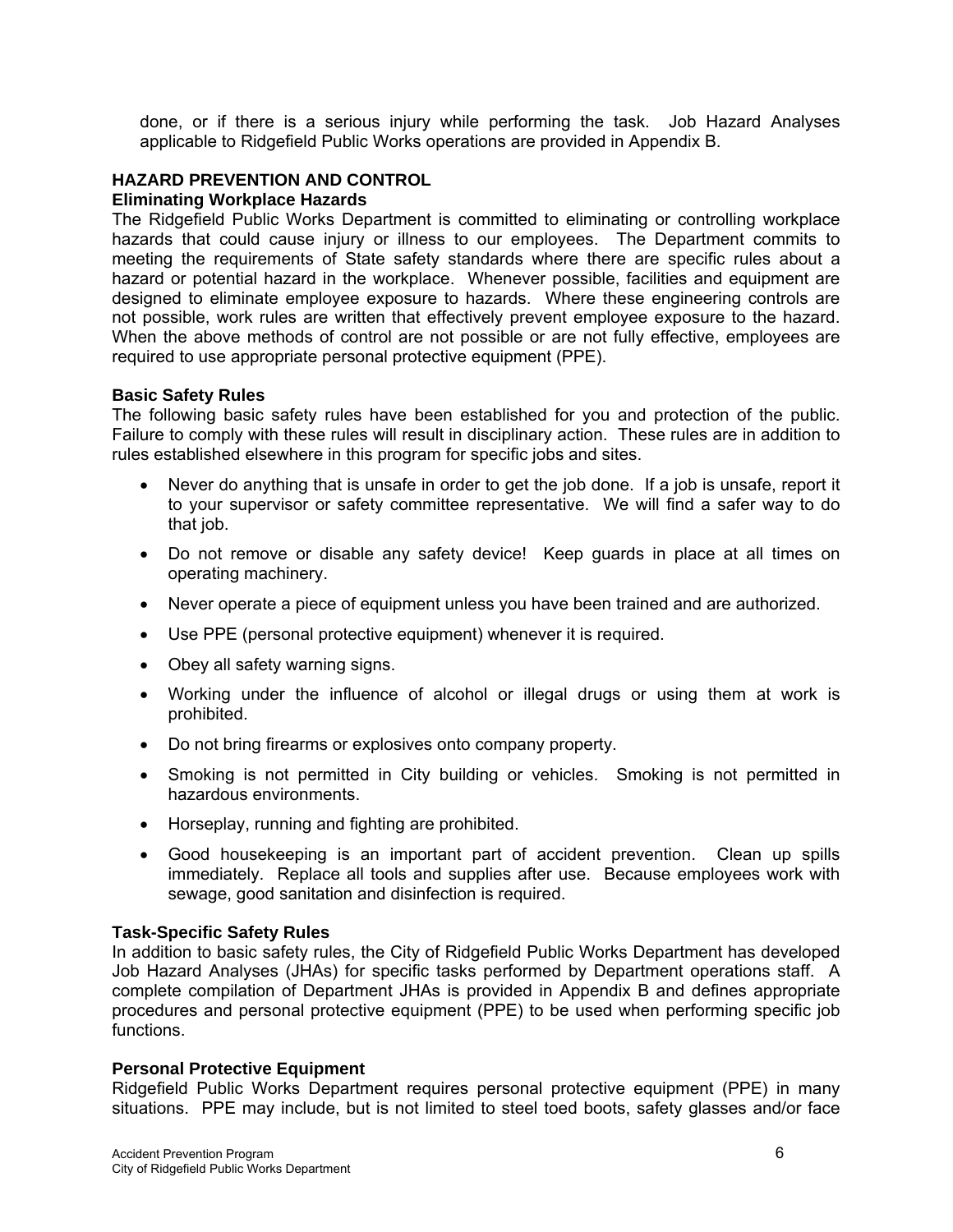done, or if there is a serious injury while performing the task. Job Hazard Analyses applicable to Ridgefield Public Works operations are provided in Appendix B.

## HAZARD PREVENTION AND CONTROL

### Eliminating Workplace Hazards

The Ridgefield Public Works Department is committed to eliminating or controlling workplace hazards that could cause injury or illness to our employees. The Department commits to meeting the requirements of State safety standards where there are specific rules about a hazard or potential hazard in the workplace. Whenever possible, facilities and equipment are designed to eliminate employee exposure to hazards. Where these engineering controls are not possible, work rules are written that effectively prevent employee exposure to the hazard. When the above methods of control are not possible or are not fully effective, employees are required to use appropriate personal protective equipment (PPE).

### Basic Safety Rules

The following basic safety rules have been established for you and protection of the public. Failure to comply with these rules will result in disciplinary action. These rules are in addition to rules established elsewhere in this program for specific jobs and sites.

- Never do anything that is unsafe in order to get the job done. If a job is unsafe, report it to your supervisor or safety committee representative. We will find a safer way to do that job.
- Do not remove or disable any safety device! Keep guards in place at all times on operating machinery.
- Never operate a piece of equipment unless you have been trained and are authorized.
- Use PPE (personal protective equipment) whenever it is required.
- Obey all safety warning signs.
- Working under the influence of alcohol or illegal drugs or using them at work is prohibited.
- Do not bring firearms or explosives onto company property.
- Smoking is not permitted in City building or vehicles. Smoking is not permitted in hazardous environments.
- Horseplay, running and fighting are prohibited.
- Good housekeeping is an important part of accident prevention. Clean up spills immediately. Replace all tools and supplies after use. Because employees work with sewage, good sanitation and disinfection is required.

### Task-Specific Safety Rules

In addition to basic safety rules, the City of Ridgefield Public Works Department has developed Job Hazard Analyses (JHAs) for specific tasks performed by Department operations staff. A complete compilation of Department JHAs is provided in Appendix B and defines appropriate procedures and personal protective equipment (PPE) to be used when performing specific job functions.

### Personal Protective Equipment

Ridgefield Public Works Department requires personal protective equipment (PPE) in many situations. PPE may include, but is not limited to steel toed boots, safety glasses and/or face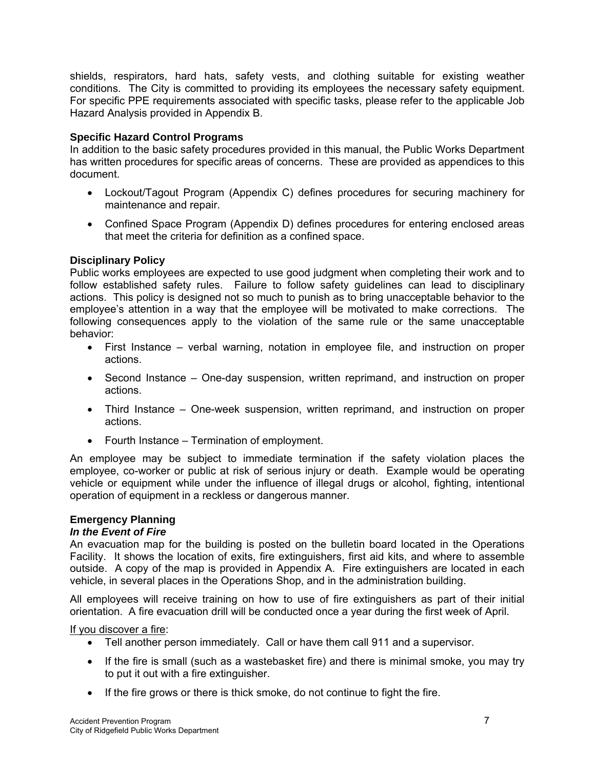shields, respirators, hard hats, safety vests, and clothing suitable for existing weather conditions. The City is committed to providing its employees the necessary safety equipment. For specific PPE requirements associated with specific tasks, please refer to the applicable Job Hazard Analysis provided in Appendix B.

### Specific Hazard Control Programs

In addition to the basic safety procedures provided in this manual, the Public Works Department has written procedures for specific areas of concerns. These are provided as appendices to this document.

- Lockout/Tagout Program (Appendix C) defines procedures for securing machinery for maintenance and repair.
- Confined Space Program (Appendix D) defines procedures for entering enclosed areas that meet the criteria for definition as a confined space.

### Disciplinary Policy

Public works employees are expected to use good judgment when completing their work and to follow established safety rules. Failure to follow safety guidelines can lead to disciplinary actions. This policy is designed not so much to punish as to bring unacceptable behavior to the employee's attention in a way that the employee will be motivated to make corrections. The following consequences apply to the violation of the same rule or the same unacceptable behavior:

- First Instance – verbal warning, notation in employee file, and instruction on proper actions.
- Second Instance – One-day suspension, written reprimand, and instruction on proper actions.
- Third Instance – One-week suspension, written reprimand, and instruction on proper actions.
- Fourth Instance – Termination of employment.

An employee may be subject to immediate termination if the safety violation places the employee, co-worker or public at risk of serious injury or death. Example would be operating vehicle or equipment while under the influence of illegal drugs or alcohol, fighting, intentional operation of equipment in a reckless or dangerous manner.

### Emergency Planning

#### *In the Event of Fire*

An evacuation map for the building is posted on the bulletin board located in the Operations Facility. It shows the location of exits, fire extinguishers, first aid kits, and where to assemble outside. A copy of the map is provided in Appendix A. Fire extinguishers are located in each vehicle, in several places in the Operations Shop, and in the administration building.

All employees will receive training on how to use of fire extinguishers as part of their initial orientation. A fire evacuation drill will be conducted once a year during the first week of April.

<u>If you discover a fire</u>:

- Tell another person immediately. Call or have them call 911 and a supervisor.
- If the fire is small (such as a wastebasket fire) and there is minimal smoke, you may try to put it out with a fire extinguisher.
- If the fire grows or there is thick smoke, do not continue to fight the fire.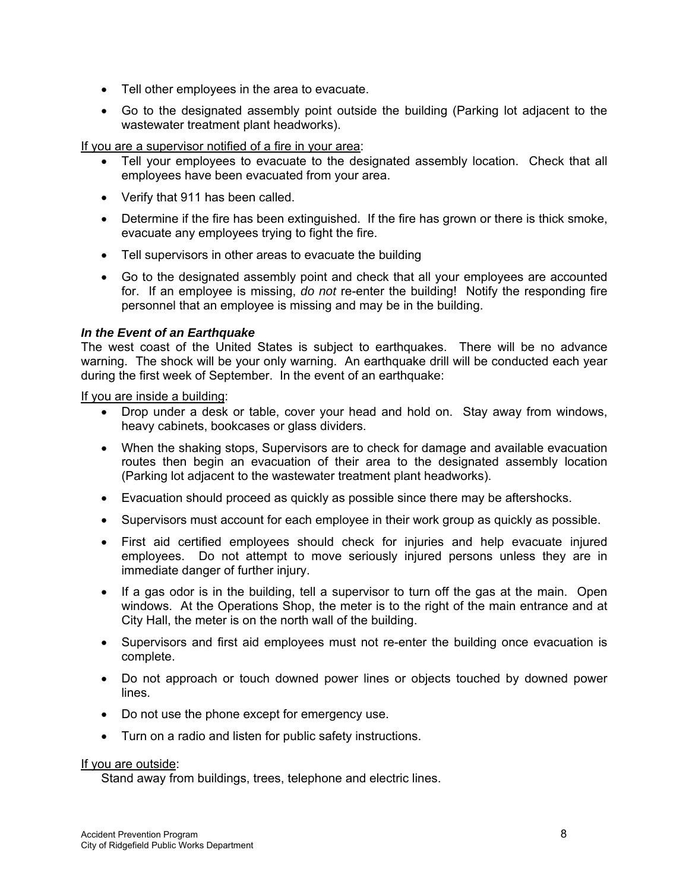- Tell other employees in the area to evacuate.
- Go to the designated assembly point outside the building (Parking lot adjacent to the wastewater treatment plant headworks).

If you are a supervisor notified of a fire in your area:

- Tell your employees to evacuate to the designated assembly location. Check that all employees have been evacuated from your area.
- Verify that 911 has been called.
- Determine if the fire has been extinguished. If the fire has grown or there is thick smoke, evacuate any employees trying to fight the fire.
- Tell supervisors in other areas to evacuate the building
- Go to the designated assembly point and check that all your employees are accounted for. If an employee is missing, *do not* re-enter the building! Notify the responding fire personnel that an employee is missing and may be in the building.

***In the Event of an Earthquake***

The west coast of the United States is subject to earthquakes. There will be no advance warning. The shock will be your only warning. An earthquake drill will be conducted each year during the first week of September. In the event of an earthquake:

If you are inside a building:

- Drop under a desk or table, cover your head and hold on. Stay away from windows, heavy cabinets, bookcases or glass dividers.
- When the shaking stops, Supervisors are to check for damage and available evacuation routes then begin an evacuation of their area to the designated assembly location (Parking lot adjacent to the wastewater treatment plant headworks).
- Evacuation should proceed as quickly as possible since there may be aftershocks.
- Supervisors must account for each employee in their work group as quickly as possible.
- First aid certified employees should check for injuries and help evacuate injured employees. Do not attempt to move seriously injured persons unless they are in immediate danger of further injury.
- If a gas odor is in the building, tell a supervisor to turn off the gas at the main. Open windows. At the Operations Shop, the meter is to the right of the main entrance and at City Hall, the meter is on the north wall of the building.
- Supervisors and first aid employees must not re-enter the building once evacuation is complete.
- Do not approach or touch downed power lines or objects touched by downed power lines.
- Do not use the phone except for emergency use.
- Turn on a radio and listen for public safety instructions.

If you are outside:

Stand away from buildings, trees, telephone and electric lines.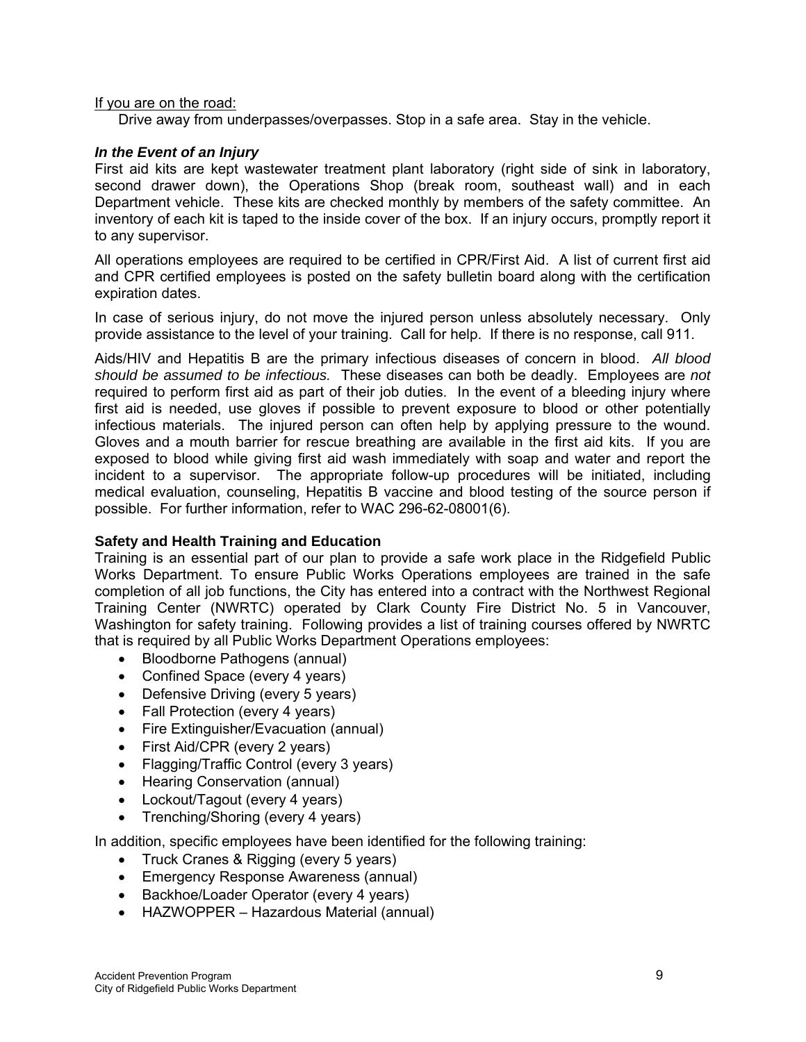If you are on the road:

Drive away from underpasses/overpasses. Stop in a safe area. Stay in the vehicle.

### *In the Event of an Injury*

First aid kits are kept wastewater treatment plant laboratory (right side of sink in laboratory, second drawer down), the Operations Shop (break room, southeast wall) and in each Department vehicle. These kits are checked monthly by members of the safety committee. An inventory of each kit is taped to the inside cover of the box. If an injury occurs, promptly report it to any supervisor.

All operations employees are required to be certified in CPR/First Aid. A list of current first aid and CPR certified employees is posted on the safety bulletin board along with the certification expiration dates.

In case of serious injury, do not move the injured person unless absolutely necessary. Only provide assistance to the level of your training. Call for help. If there is no response, call 911.

Aids/HIV and Hepatitis B are the primary infectious diseases of concern in blood. *All blood should be assumed to be infectious.* These diseases can both be deadly. Employees are *not* required to perform first aid as part of their job duties. In the event of a bleeding injury where first aid is needed, use gloves if possible to prevent exposure to blood or other potentially infectious materials. The injured person can often help by applying pressure to the wound. Gloves and a mouth barrier for rescue breathing are available in the first aid kits. If you are exposed to blood while giving first aid wash immediately with soap and water and report the incident to a supervisor. The appropriate follow-up procedures will be initiated, including medical evaluation, counseling, Hepatitis B vaccine and blood testing of the source person if possible. For further information, refer to WAC 296-62-08001(6).

### Safety and Health Training and Education

Training is an essential part of our plan to provide a safe work place in the Ridgefield Public Works Department. To ensure Public Works Operations employees are trained in the safe completion of all job functions, the City has entered into a contract with the Northwest Regional Training Center (NWRTC) operated by Clark County Fire District No. 5 in Vancouver, Washington for safety training. Following provides a list of training courses offered by NWRTC that is required by all Public Works Department Operations employees:

- Bloodborne Pathogens (annual)
- Confined Space (every 4 years)
- Defensive Driving (every 5 years)
- Fall Protection (every 4 years)
- Fire Extinguisher/Evacuation (annual)
- First Aid/CPR (every 2 years)
- Flagging/Traffic Control (every 3 years)
- Hearing Conservation (annual)
- Lockout/Tagout (every 4 years)
- Trenching/Shoring (every 4 years)

In addition, specific employees have been identified for the following training:

- Truck Cranes & Rigging (every 5 years)
- Emergency Response Awareness (annual)
- Backhoe/Loader Operator (every 4 years)
- HAZWOPPER – Hazardous Material (annual)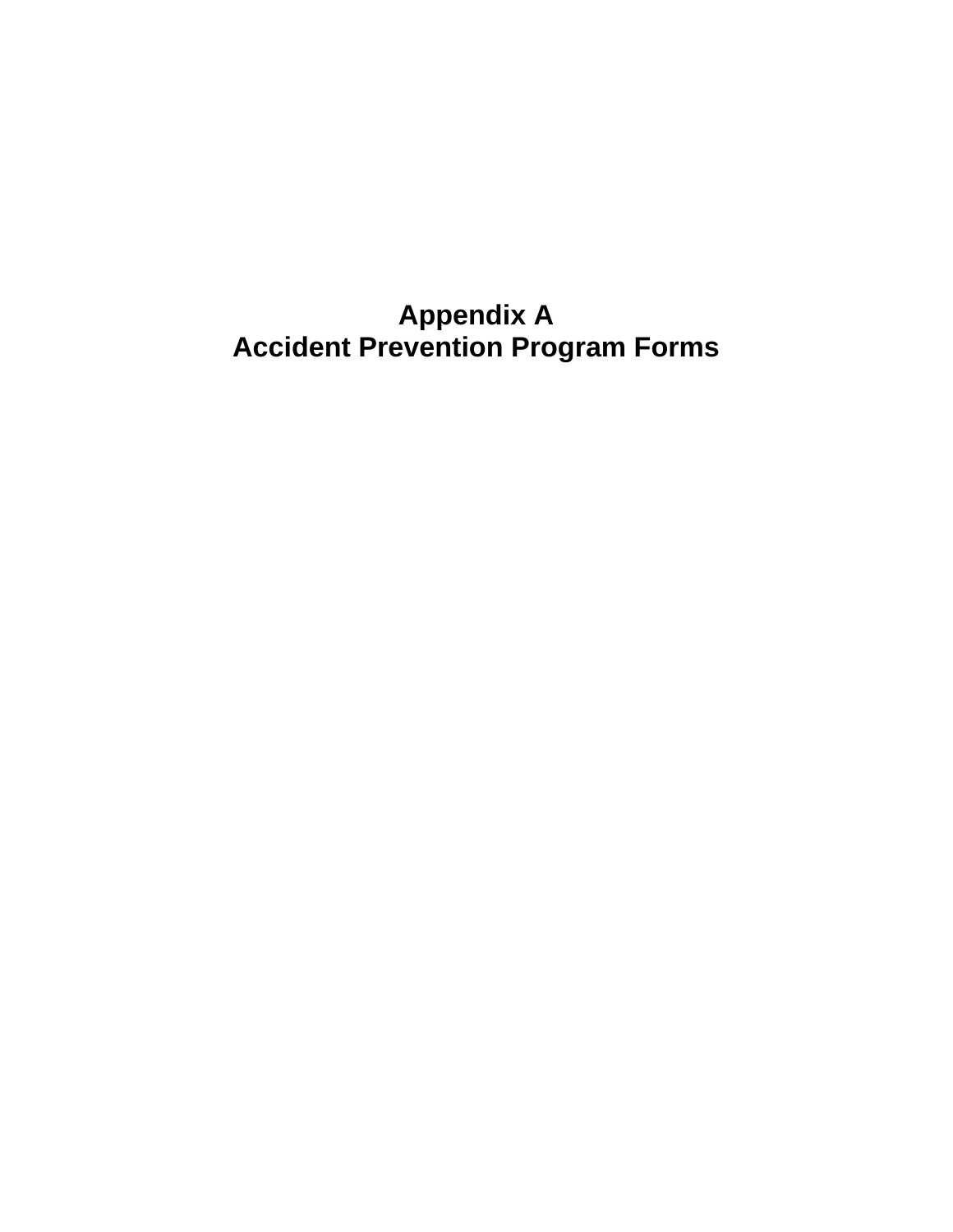# Appendix A
# Accident Prevention Program Forms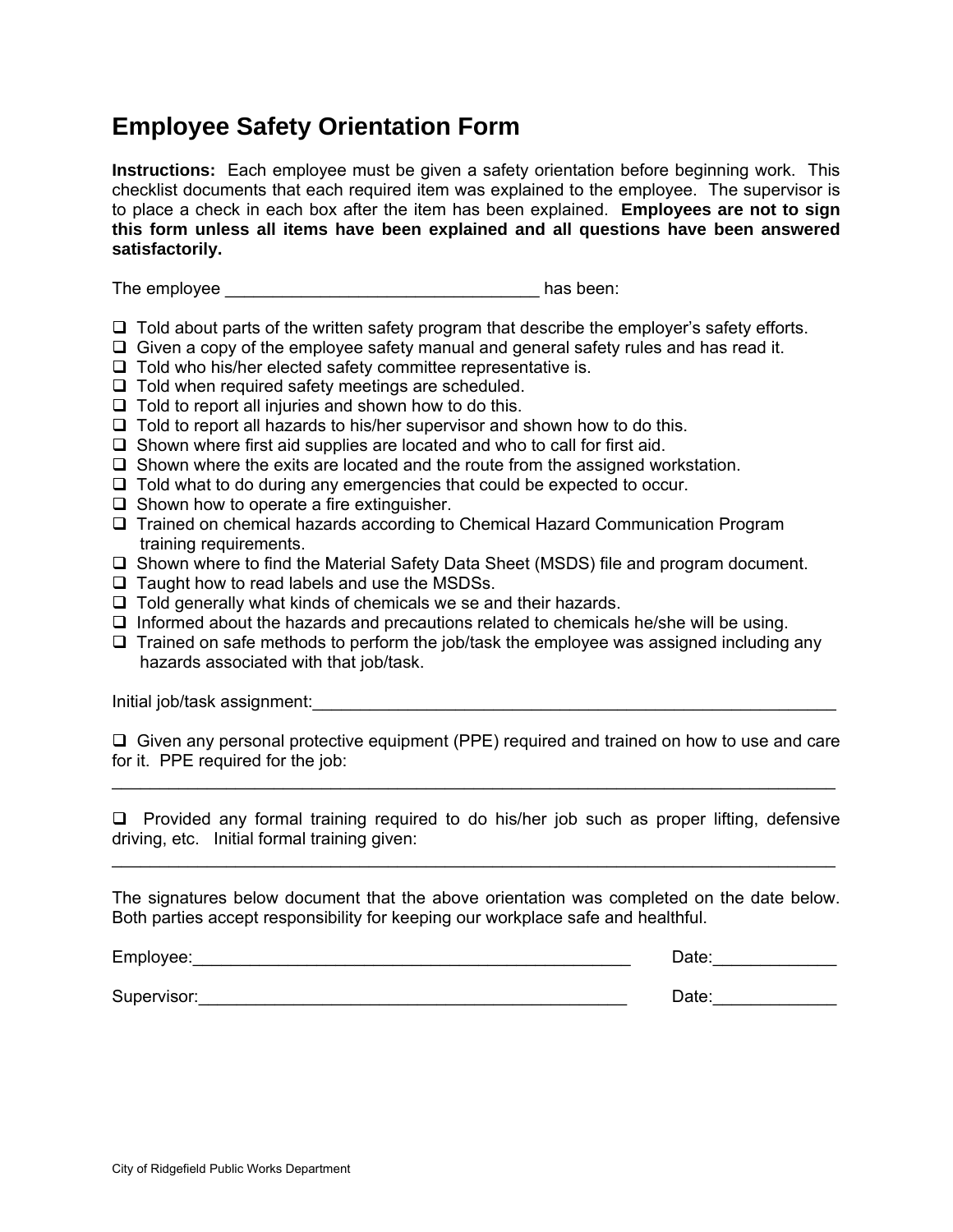# Employee Safety Orientation Form

**Instructions:** Each employee must be given a safety orientation before beginning work. This checklist documents that each required item was explained to the employee. The supervisor is to place a check in each box after the item has been explained. **Employees are not to sign this form unless all items have been explained and all questions have been answered satisfactorily.**

The employee ________________________________ has been:

- ☐ Told about parts of the written safety program that describe the employer's safety efforts.
- ☐ Given a copy of the employee safety manual and general safety rules and has read it.
- ☐ Told who his/her elected safety committee representative is.
- ☐ Told when required safety meetings are scheduled.
- ☐ Told to report all injuries and shown how to do this.
- ☐ Told to report all hazards to his/her supervisor and shown how to do this.
- ☐ Shown where first aid supplies are located and who to call for first aid.
- ☐ Shown where the exits are located and the route from the assigned workstation.
- ☐ Told what to do during any emergencies that could be expected to occur.
- ☐ Shown how to operate a fire extinguisher.
- ☐ Trained on chemical hazards according to Chemical Hazard Communication Program training requirements.
- ☐ Shown where to find the Material Safety Data Sheet (MSDS) file and program document.
- ☐ Taught how to read labels and use the MSDSs.
- ☐ Told generally what kinds of chemicals we se and their hazards.
- ☐ Informed about the hazards and precautions related to chemicals he/she will be using.
- ☐ Trained on safe methods to perform the job/task the employee was assigned including any hazards associated with that job/task.

Initial job/task assignment:________________________________________________________

☐ Given any personal protective equipment (PPE) required and trained on how to use and care for it. PPE required for the job:

______________________________________________________________________________

☐ Provided any formal training required to do his/her job such as proper lifting, defensive driving, etc. Initial formal training given:

______________________________________________________________________________

The signatures below document that the above orientation was completed on the date below. Both parties accept responsibility for keeping our workplace safe and healthful.

Employee:______________________________________________ Date:_____________

Supervisor:_____________________________________________ Date:_____________

City of Ridgefield Public Works Department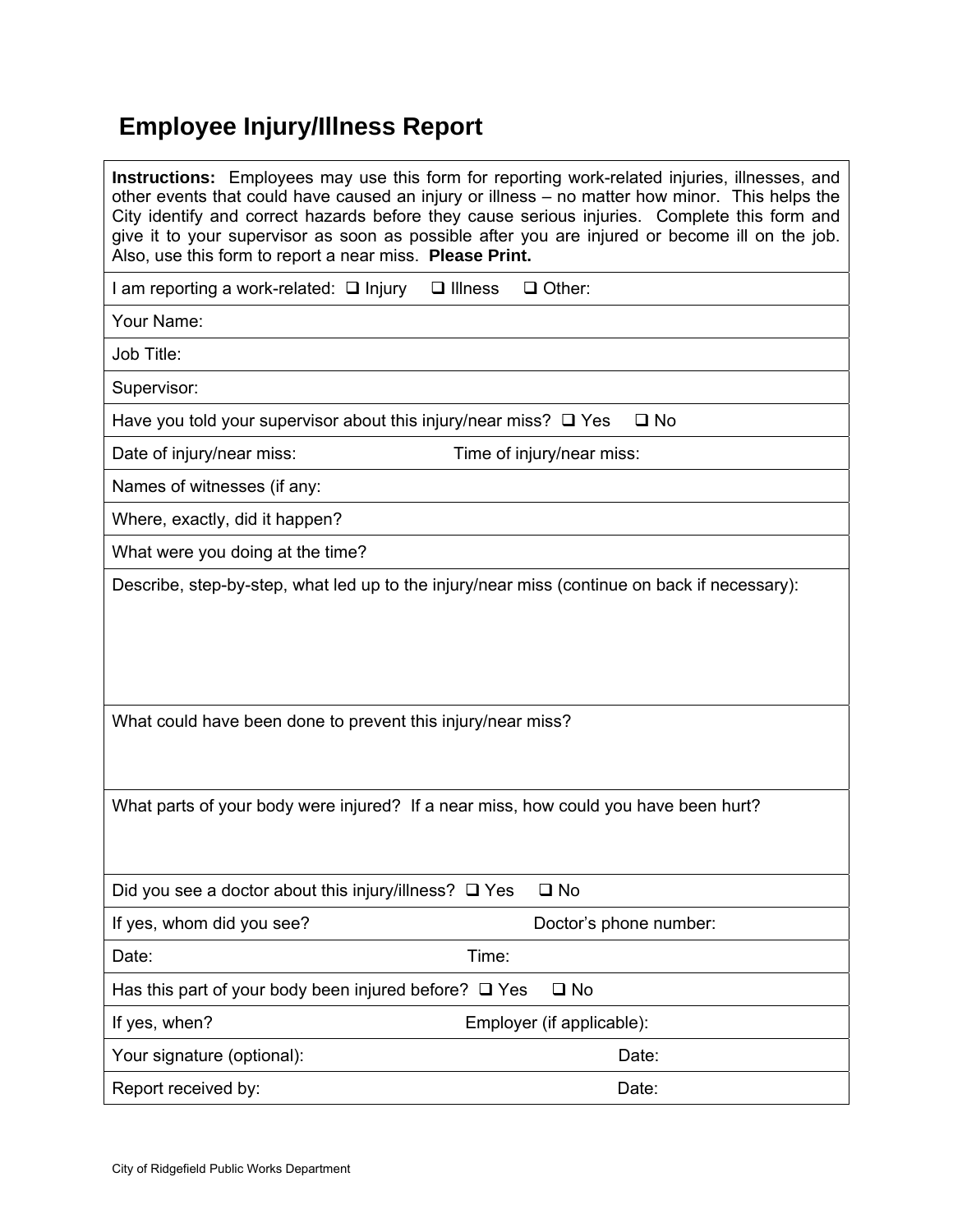# Employee Injury/Illness Report

**Instructions:** Employees may use this form for reporting work-related injuries, illnesses, and other events that could have caused an injury or illness – no matter how minor. This helps the City identify and correct hazards before they cause serious injuries. Complete this form and give it to your supervisor as soon as possible after you are injured or become ill on the job. Also, use this form to report a near miss. **Please Print.**

I am reporting a work-related: ❑ Injury ❑ Illness ❑ Other:

Your Name:

Job Title:

Supervisor:

Have you told your supervisor about this injury/near miss? ❑ Yes ❑ No

Date of injury/near miss: Time of injury/near miss:

Names of witnesses (if any:

Where, exactly, did it happen?

What were you doing at the time?

Describe, step-by-step, what led up to the injury/near miss (continue on back if necessary):

What could have been done to prevent this injury/near miss?

What parts of your body were injured? If a near miss, how could you have been hurt?

Did you see a doctor about this injury/illness? ❑ Yes ❑ No

If yes, whom did you see? Doctor's phone number:

Date: Time:

Has this part of your body been injured before? ❑ Yes ❑ No

If yes, when? Employer (if applicable):

Your signature (optional): Date:

Report received by: Date:

City of Ridgefield Public Works Department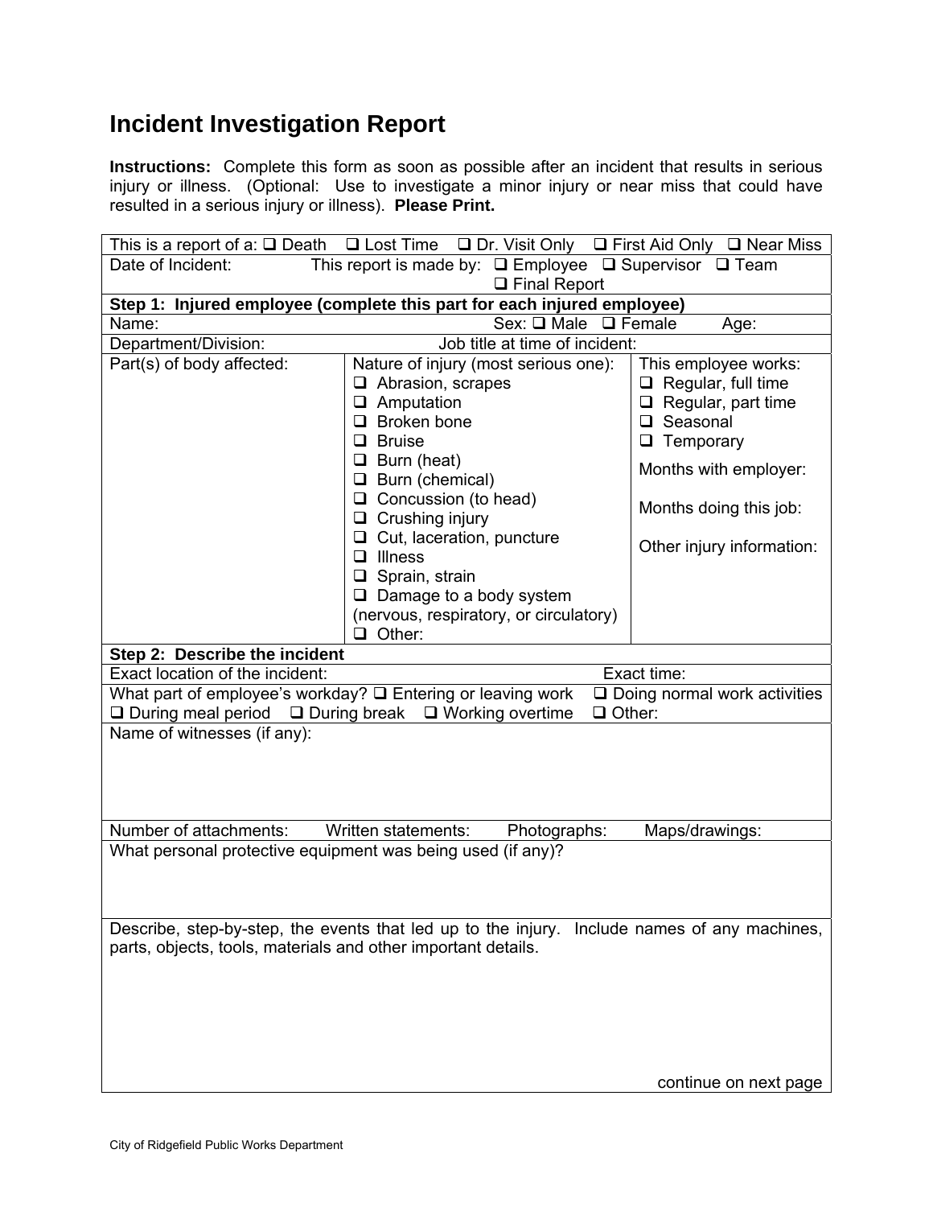# Incident Investigation Report

**Instructions:** Complete this form as soon as possible after an incident that results in serious injury or illness. (Optional: Use to investigate a minor injury or near miss that could have resulted in a serious injury or illness). **Please Print.**

| | | |
|---|---|---|
| This is a report of a: ❑ Death ❑ Lost Time ❑ Dr. Visit Only ❑ First Aid Only ❑ Near Miss | | |
| Date of Incident: This report is made by: ❑ Employee ❑ Supervisor ❑ Team ❑ Final Report | | |
| **Step 1: Injured employee (complete this part for each injured employee)** | | |
| Name: Sex: ❑ Male ❑ Female Age: | | |
| Department/Division: Job title at time of incident: | | |
| Part(s) of body affected: | Nature of injury (most serious one):<br>❑ Abrasion, scrapes<br>❑ Amputation<br>❑ Broken bone<br>❑ Bruise<br>❑ Burn (heat)<br>❑ Burn (chemical)<br>❑ Concussion (to head)<br>❑ Crushing injury<br>❑ Cut, laceration, puncture<br>❑ Illness<br>❑ Sprain, strain<br>❑ Damage to a body system (nervous, respiratory, or circulatory)<br>❑ Other: | This employee works:<br>❑ Regular, full time<br>❑ Regular, part time<br>❑ Seasonal<br>❑ Temporary<br>Months with employer:<br>Months doing this job:<br>Other injury information: |
| **Step 2: Describe the incident** | | |
| Exact location of the incident: Exact time: | | |
| What part of employee's workday? ❑ Entering or leaving work ❑ Doing normal work activities ❑ During meal period ❑ During break ❑ Working overtime ❑ Other: | | |
| Name of witnesses (if any): | | |
| Number of attachments: Written statements: Photographs: Maps/drawings: | | |
| What personal protective equipment was being used (if any)? | | |
| Describe, step-by-step, the events that led up to the injury. Include names of any machines, parts, objects, tools, materials and other important details.<br><br>continue on next page | | |

City of Ridgefield Public Works Department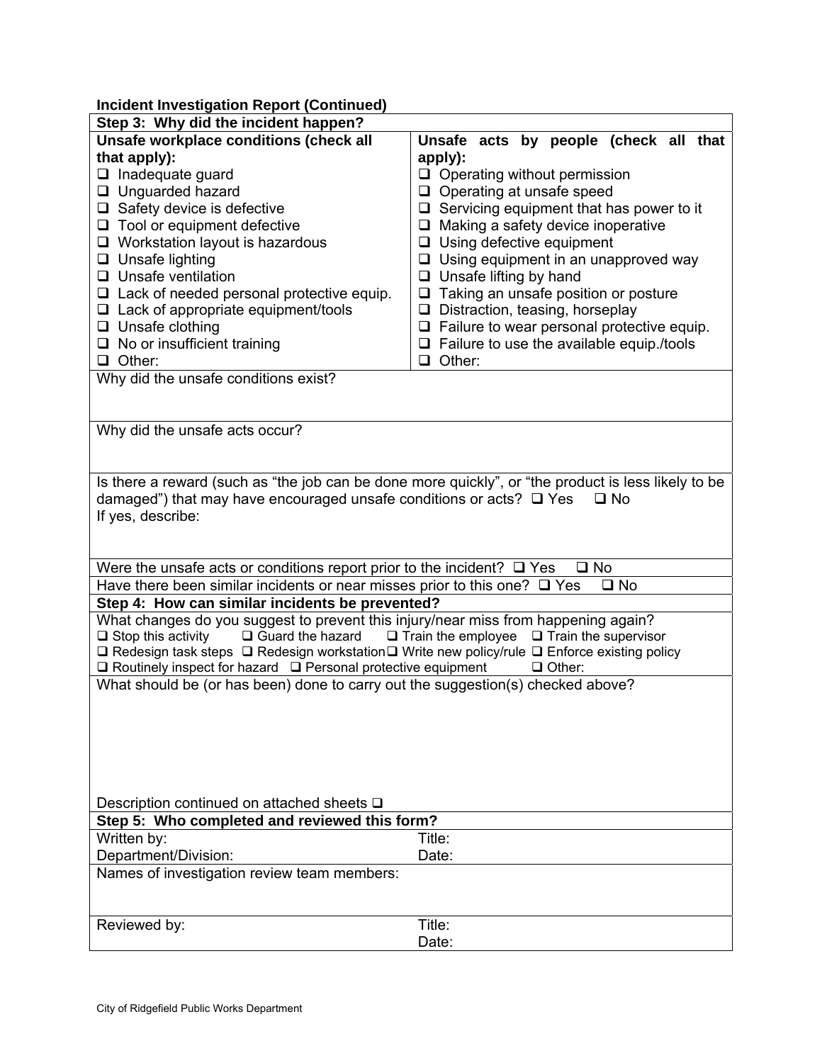**Incident Investigation Report (Continued)**

| **Step 3: Why did the incident happen?** | |
|---|---|
| **Unsafe workplace conditions (check all that apply):**<br>❑ Inadequate guard<br>❑ Unguarded hazard<br>❑ Safety device is defective<br>❑ Tool or equipment defective<br>❑ Workstation layout is hazardous<br>❑ Unsafe lighting<br>❑ Unsafe ventilation<br>❑ Lack of needed personal protective equip.<br>❑ Lack of appropriate equipment/tools<br>❑ Unsafe clothing<br>❑ No or insufficient training<br>❑ Other: | **Unsafe acts by people (check all that apply):**<br>❑ Operating without permission<br>❑ Operating at unsafe speed<br>❑ Servicing equipment that has power to it<br>❑ Making a safety device inoperative<br>❑ Using defective equipment<br>❑ Using equipment in an unapproved way<br>❑ Unsafe lifting by hand<br>❑ Taking an unsafe position or posture<br>❑ Distraction, teasing, horseplay<br>❑ Failure to wear personal protective equip.<br>❑ Failure to use the available equip./tools<br>❑ Other: |
| Why did the unsafe conditions exist? | |
| Why did the unsafe acts occur? | |
| Is there a reward (such as “the job can be done more quickly”, or “the product is less likely to be damaged”) that may have encouraged unsafe conditions or acts? ❑ Yes ❑ No<br>If yes, describe: | |
| Were the unsafe acts or conditions report prior to the incident? ❑ Yes ❑ No | |
| Have there been similar incidents or near misses prior to this one? ❑ Yes ❑ No | |
| **Step 4: How can similar incidents be prevented?** | |
| What changes do you suggest to prevent this injury/near miss from happening again?<br>❑ Stop this activity ❑ Guard the hazard ❑ Train the employee ❑ Train the supervisor<br>❑ Redesign task steps ❑ Redesign workstation ❑ Write new policy/rule ❑ Enforce existing policy<br>❑ Routinely inspect for hazard ❑ Personal protective equipment ❑ Other: | |
| What should be (or has been) done to carry out the suggestion(s) checked above?<br><br>Description continued on attached sheets ❑ | |
| **Step 5: Who completed and reviewed this form?** | |
| Written by:<br>Department/Division: | Title:<br>Date: |
| Names of investigation review team members: | |
| Reviewed by: | Title:<br>Date: |

City of Ridgefield Public Works Department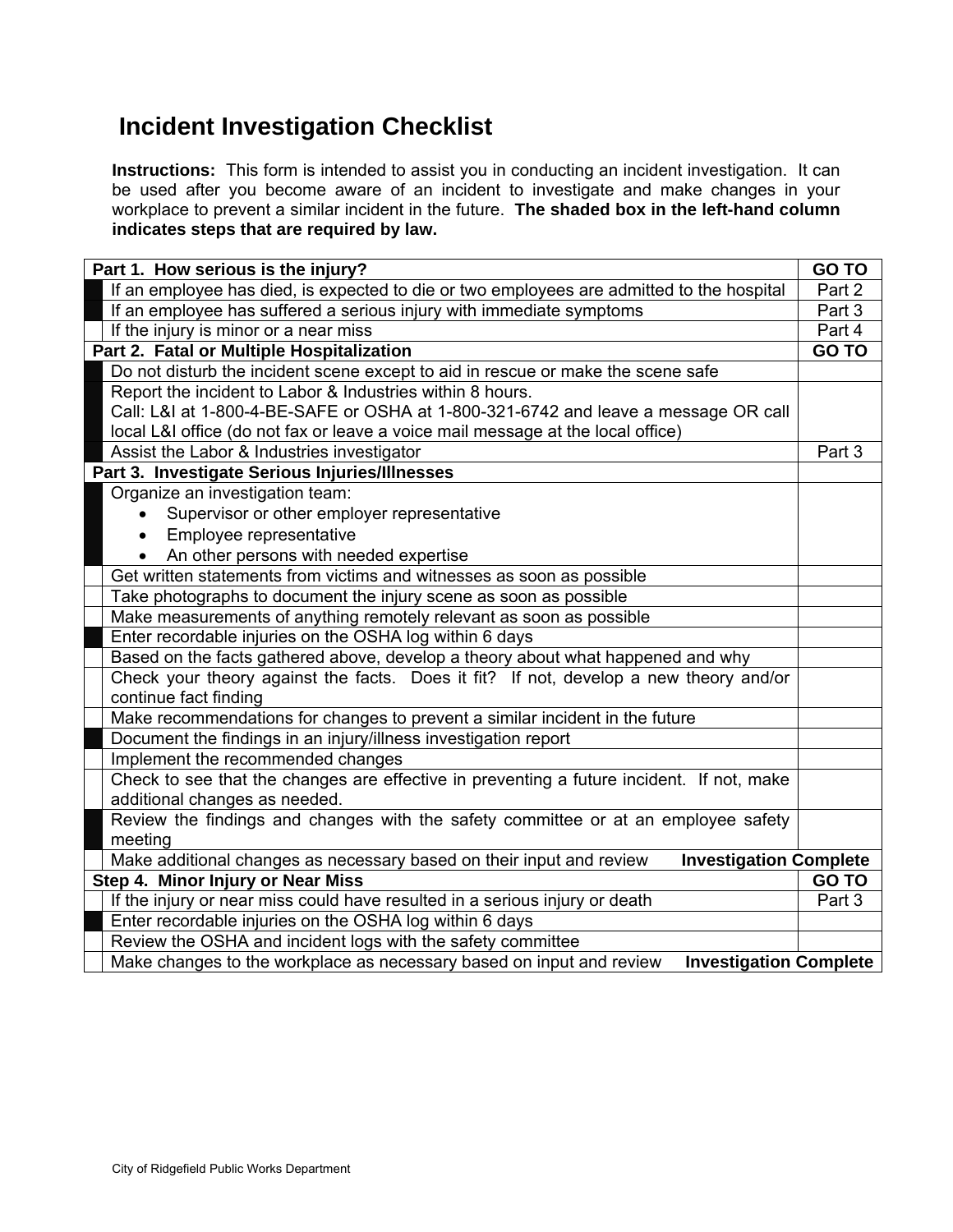# Incident Investigation Checklist

**Instructions:** This form is intended to assist you in conducting an incident investigation. It can be used after you become aware of an incident to investigate and make changes in your workplace to prevent a similar incident in the future. **The shaded box in the left-hand column indicates steps that are required by law.**

| | **Part 1. How serious is the injury?** | **GO TO** |
|---|---|---|
| ■ | If an employee has died, is expected to die or two employees are admitted to the hospital | Part 2 |
| ■ | If an employee has suffered a serious injury with immediate symptoms | Part 3 |
| | If the injury is minor or a near miss | Part 4 |
| | **Part 2. Fatal or Multiple Hospitalization** | **GO TO** |
| ■ | Do not disturb the incident scene except to aid in rescue or make the scene safe | |
| ■ | Report the incident to Labor & Industries within 8 hours. Call: L&I at 1-800-4-BE-SAFE or OSHA at 1-800-321-6742 and leave a message OR call local L&I office (do not fax or leave a voice mail message at the local office) | |
| ■ | Assist the Labor & Industries investigator | Part 3 |
| | **Part 3. Investigate Serious Injuries/Illnesses** | |
| ■ | Organize an investigation team: <br>• Supervisor or other employer representative <br>• Employee representative <br>• An other persons with needed expertise | |
| | Get written statements from victims and witnesses as soon as possible | |
| | Take photographs to document the injury scene as soon as possible | |
| | Make measurements of anything remotely relevant as soon as possible | |
| ■ | Enter recordable injuries on the OSHA log within 6 days | |
| | Based on the facts gathered above, develop a theory about what happened and why | |
| | Check your theory against the facts. Does it fit? If not, develop a new theory and/or continue fact finding | |
| | Make recommendations for changes to prevent a similar incident in the future | |
| ■ | Document the findings in an injury/illness investigation report | |
| | Implement the recommended changes | |
| | Check to see that the changes are effective in preventing a future incident. If not, make additional changes as needed. | |
| ■ | Review the findings and changes with the safety committee or at an employee safety meeting | |
| | Make additional changes as necessary based on their input and review | **Investigation Complete** |
| | **Step 4. Minor Injury or Near Miss** | **GO TO** |
| | If the injury or near miss could have resulted in a serious injury or death | Part 3 |
| ■ | Enter recordable injuries on the OSHA log within 6 days | |
| | Review the OSHA and incident logs with the safety committee | |
| | Make changes to the workplace as necessary based on input and review | **Investigation Complete** |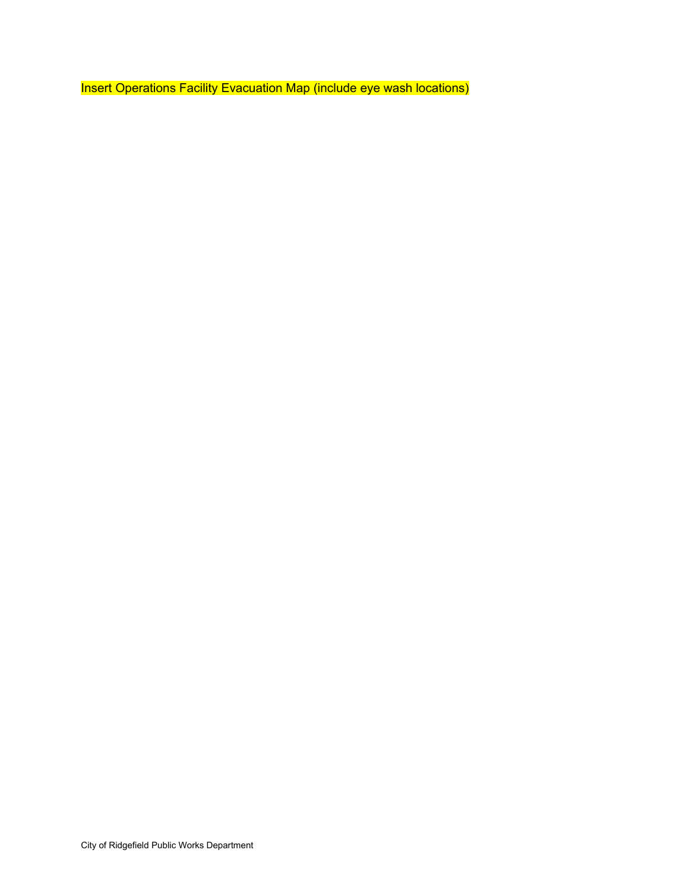Insert Operations Facility Evacuation Map (include eye wash locations)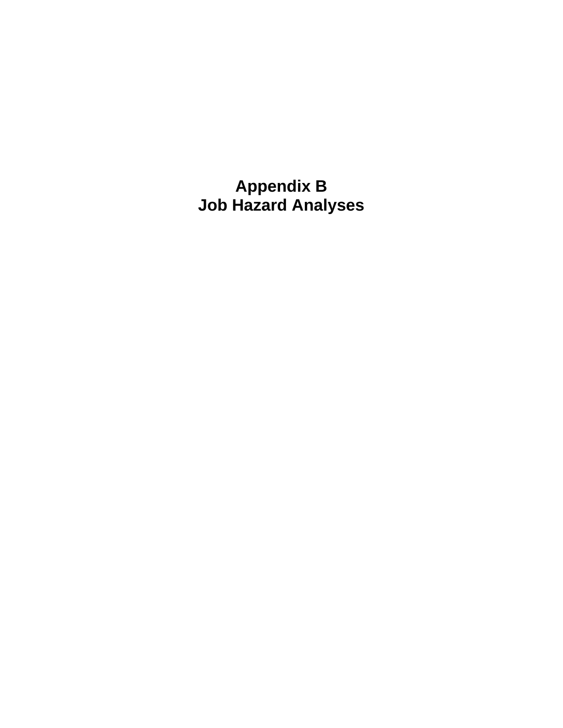# Appendix B
# Job Hazard Analyses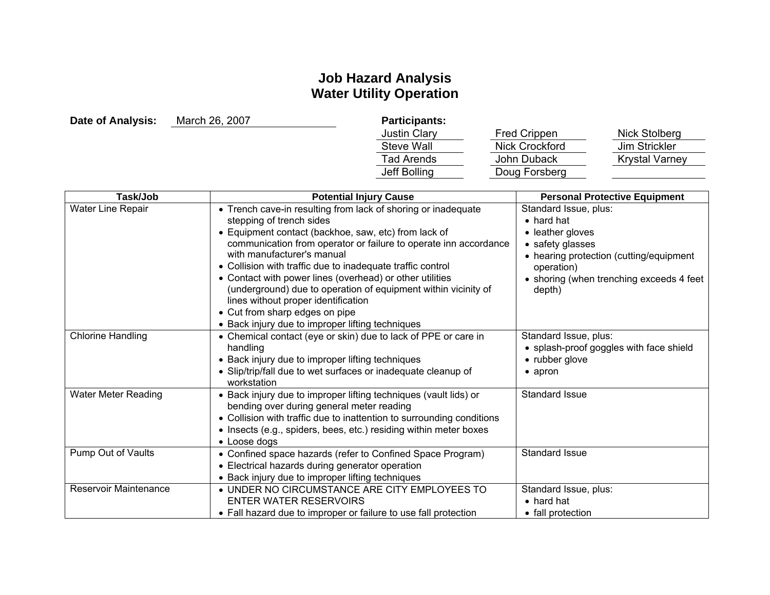# Job Hazard Analysis
# Water Utility Operation

**Date of Analysis:** March 26, 2007

**Participants:**

| | | |
|---|---|---|
| Justin Clary | Fred Crippen | Nick Stolberg |
| Steve Wall | Nick Crockford | Jim Strickler |
| Tad Arends | John Duback | Krystal Varney |
| Jeff Bolling | Doug Forsberg | |

| Task/Job | Potential Injury Cause | Personal Protective Equipment |
|---|---|---|
| Water Line Repair | • Trench cave-in resulting from lack of shoring or inadequate stepping of trench sides<br>• Equipment contact (backhoe, saw, etc) from lack of communication from operator or failure to operate inn accordance with manufacturer's manual<br>• Collision with traffic due to inadequate traffic control<br>• Contact with power lines (overhead) or other utilities (underground) due to operation of equipment within vicinity of lines without proper identification<br>• Cut from sharp edges on pipe<br>• Back injury due to improper lifting techniques | Standard Issue, plus:<br>• hard hat<br>• leather gloves<br>• safety glasses<br>• hearing protection (cutting/equipment operation)<br>• shoring (when trenching exceeds 4 feet depth) |
| Chlorine Handling | • Chemical contact (eye or skin) due to lack of PPE or care in handling<br>• Back injury due to improper lifting techniques<br>• Slip/trip/fall due to wet surfaces or inadequate cleanup of workstation | Standard Issue, plus:<br>• splash-proof goggles with face shield<br>• rubber glove<br>• apron |
| Water Meter Reading | • Back injury due to improper lifting techniques (vault lids) or bending over during general meter reading<br>• Collision with traffic due to inattention to surrounding conditions<br>• Insects (e.g., spiders, bees, etc.) residing within meter boxes<br>• Loose dogs | Standard Issue |
| Pump Out of Vaults | • Confined space hazards (refer to Confined Space Program)<br>• Electrical hazards during generator operation<br>• Back injury due to improper lifting techniques | Standard Issue |
| Reservoir Maintenance | • UNDER NO CIRCUMSTANCE ARE CITY EMPLOYEES TO ENTER WATER RESERVOIRS<br>• Fall hazard due to improper or failure to use fall protection | Standard Issue, plus:<br>• hard hat<br>• fall protection |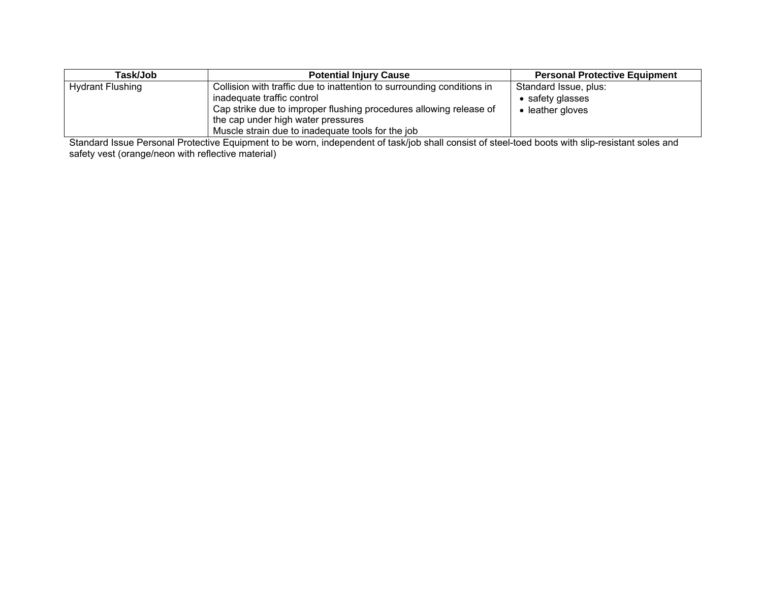| Task/Job | Potential Injury Cause | Personal Protective Equipment |
|---|---|---|
| Hydrant Flushing | Collision with traffic due to inattention to surrounding conditions in inadequate traffic control<br>Cap strike due to improper flushing procedures allowing release of the cap under high water pressures<br>Muscle strain due to inadequate tools for the job | Standard Issue, plus:<br>• safety glasses<br>• leather gloves |

Standard Issue Personal Protective Equipment to be worn, independent of task/job shall consist of steel-toed boots with slip-resistant soles and safety vest (orange/neon with reflective material)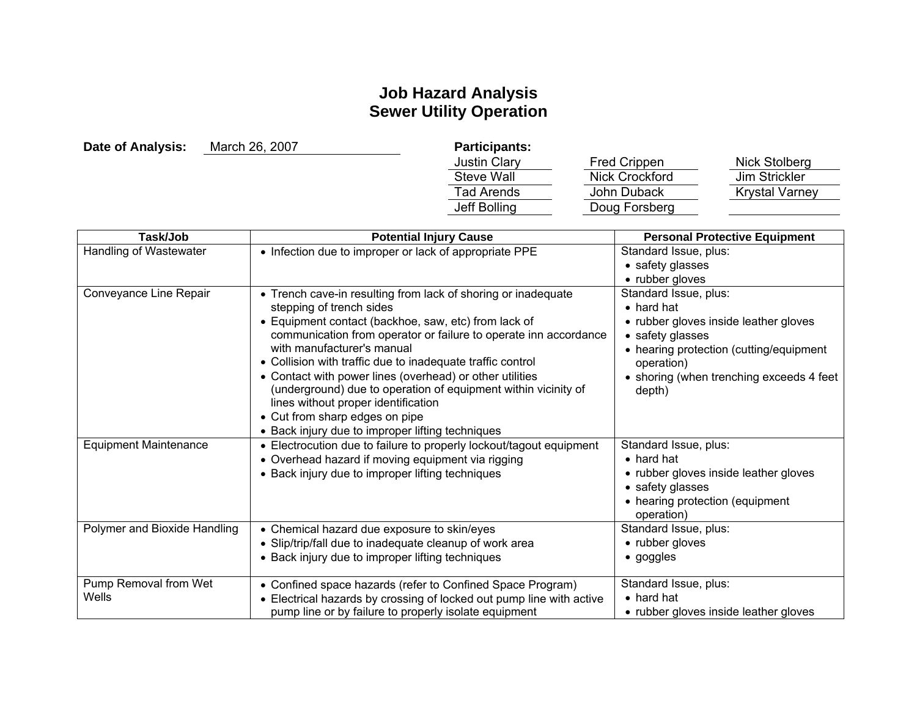# Job Hazard Analysis
# Sewer Utility Operation

**Date of Analysis:** March 26, 2007

**Participants:**

| | | |
|---|---|---|
| Justin Clary | Fred Crippen | Nick Stolberg |
| Steve Wall | Nick Crockford | Jim Strickler |
| Tad Arends | John Duback | Krystal Varney |
| Jeff Bolling | Doug Forsberg | |

| Task/Job | Potential Injury Cause | Personal Protective Equipment |
|---|---|---|
| Handling of Wastewater | • Infection due to improper or lack of appropriate PPE | Standard Issue, plus:<br>• safety glasses<br>• rubber gloves |
| Conveyance Line Repair | • Trench cave-in resulting from lack of shoring or inadequate stepping of trench sides<br>• Equipment contact (backhoe, saw, etc) from lack of communication from operator or failure to operate inn accordance with manufacturer's manual<br>• Collision with traffic due to inadequate traffic control<br>• Contact with power lines (overhead) or other utilities (underground) due to operation of equipment within vicinity of lines without proper identification<br>• Cut from sharp edges on pipe<br>• Back injury due to improper lifting techniques | Standard Issue, plus:<br>• hard hat<br>• rubber gloves inside leather gloves<br>• safety glasses<br>• hearing protection (cutting/equipment operation)<br>• shoring (when trenching exceeds 4 feet depth) |
| Equipment Maintenance | • Electrocution due to failure to properly lockout/tagout equipment<br>• Overhead hazard if moving equipment via rigging<br>• Back injury due to improper lifting techniques | Standard Issue, plus:<br>• hard hat<br>• rubber gloves inside leather gloves<br>• safety glasses<br>• hearing protection (equipment operation) |
| Polymer and Bioxide Handling | • Chemical hazard due exposure to skin/eyes<br>• Slip/trip/fall due to inadequate cleanup of work area<br>• Back injury due to improper lifting techniques | Standard Issue, plus:<br>• rubber gloves<br>• goggles |
| Pump Removal from Wet Wells | • Confined space hazards (refer to Confined Space Program)<br>• Electrical hazards by crossing of locked out pump line with active pump line or by failure to properly isolate equipment | Standard Issue, plus:<br>• hard hat<br>• rubber gloves inside leather gloves |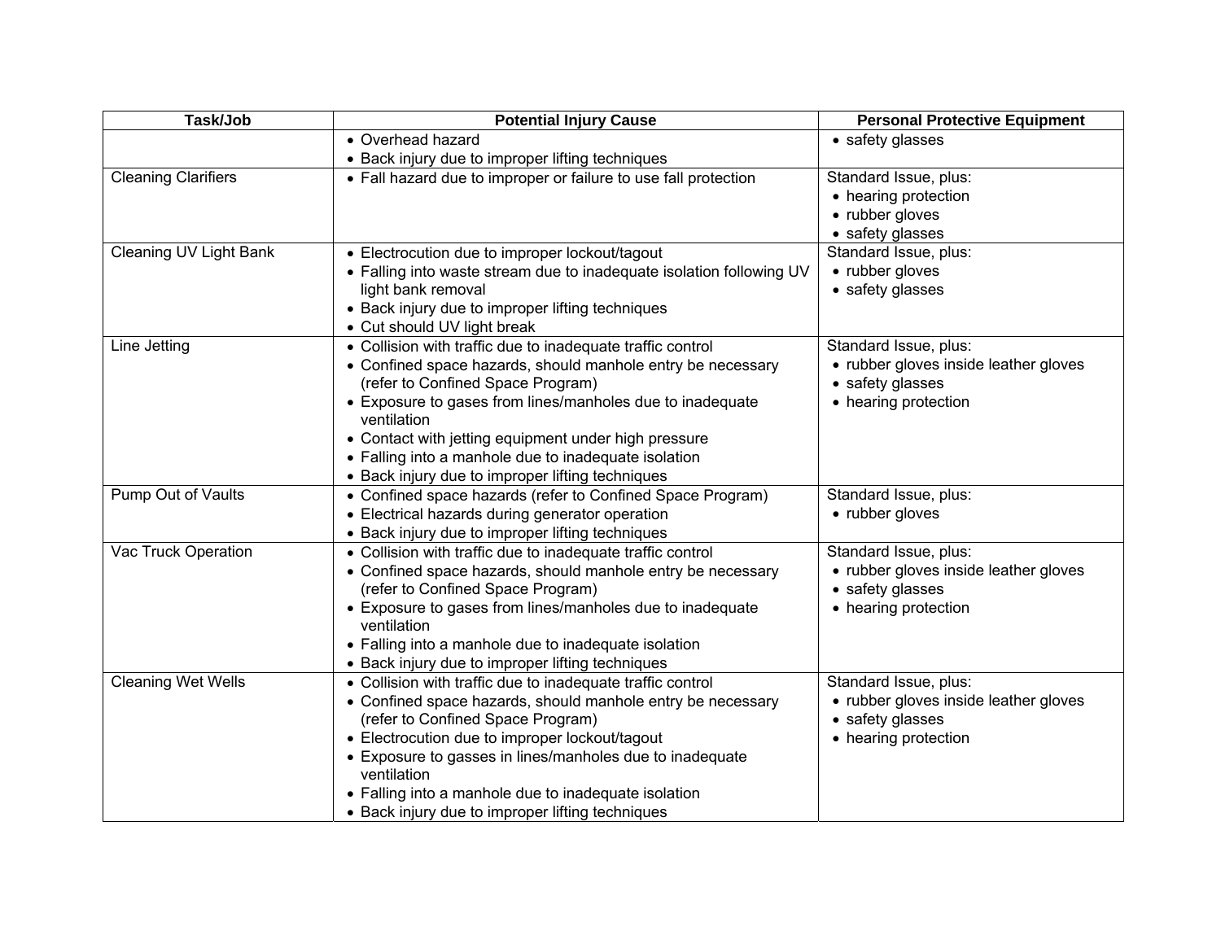| Task/Job | Potential Injury Cause | Personal Protective Equipment |
|---|---|---|
| | • Overhead hazard<br>• Back injury due to improper lifting techniques | • safety glasses |
| Cleaning Clarifiers | • Fall hazard due to improper or failure to use fall protection | Standard Issue, plus:<br>• hearing protection<br>• rubber gloves<br>• safety glasses |
| Cleaning UV Light Bank | • Electrocution due to improper lockout/tagout<br>• Falling into waste stream due to inadequate isolation following UV light bank removal<br>• Back injury due to improper lifting techniques<br>• Cut should UV light break | Standard Issue, plus:<br>• rubber gloves<br>• safety glasses |
| Line Jetting | • Collision with traffic due to inadequate traffic control<br>• Confined space hazards, should manhole entry be necessary (refer to Confined Space Program)<br>• Exposure to gases from lines/manholes due to inadequate ventilation<br>• Contact with jetting equipment under high pressure<br>• Falling into a manhole due to inadequate isolation<br>• Back injury due to improper lifting techniques | Standard Issue, plus:<br>• rubber gloves inside leather gloves<br>• safety glasses<br>• hearing protection |
| Pump Out of Vaults | • Confined space hazards (refer to Confined Space Program)<br>• Electrical hazards during generator operation<br>• Back injury due to improper lifting techniques | Standard Issue, plus:<br>• rubber gloves |
| Vac Truck Operation | • Collision with traffic due to inadequate traffic control<br>• Confined space hazards, should manhole entry be necessary (refer to Confined Space Program)<br>• Exposure to gases from lines/manholes due to inadequate ventilation<br>• Falling into a manhole due to inadequate isolation<br>• Back injury due to improper lifting techniques | Standard Issue, plus:<br>• rubber gloves inside leather gloves<br>• safety glasses<br>• hearing protection |
| Cleaning Wet Wells | • Collision with traffic due to inadequate traffic control<br>• Confined space hazards, should manhole entry be necessary (refer to Confined Space Program)<br>• Electrocution due to improper lockout/tagout<br>• Exposure to gasses in lines/manholes due to inadequate ventilation<br>• Falling into a manhole due to inadequate isolation<br>• Back injury due to improper lifting techniques | Standard Issue, plus:<br>• rubber gloves inside leather gloves<br>• safety glasses<br>• hearing protection |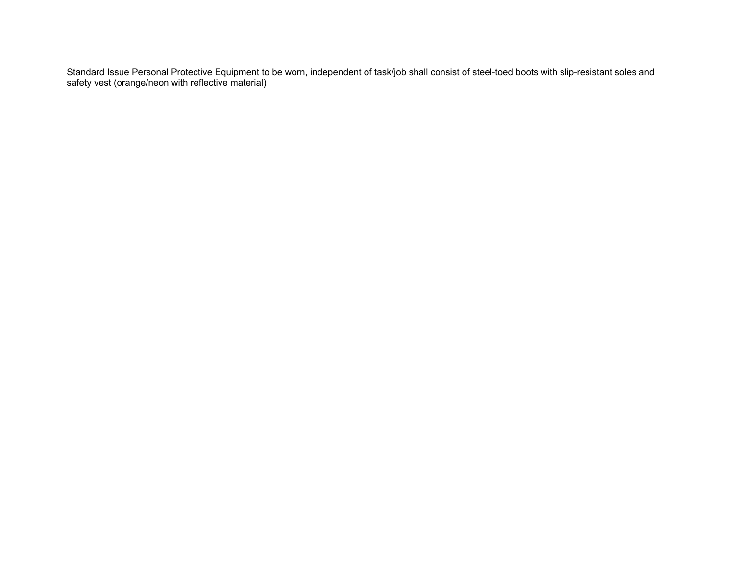Standard Issue Personal Protective Equipment to be worn, independent of task/job shall consist of steel-toed boots with slip-resistant soles and safety vest (orange/neon with reflective material)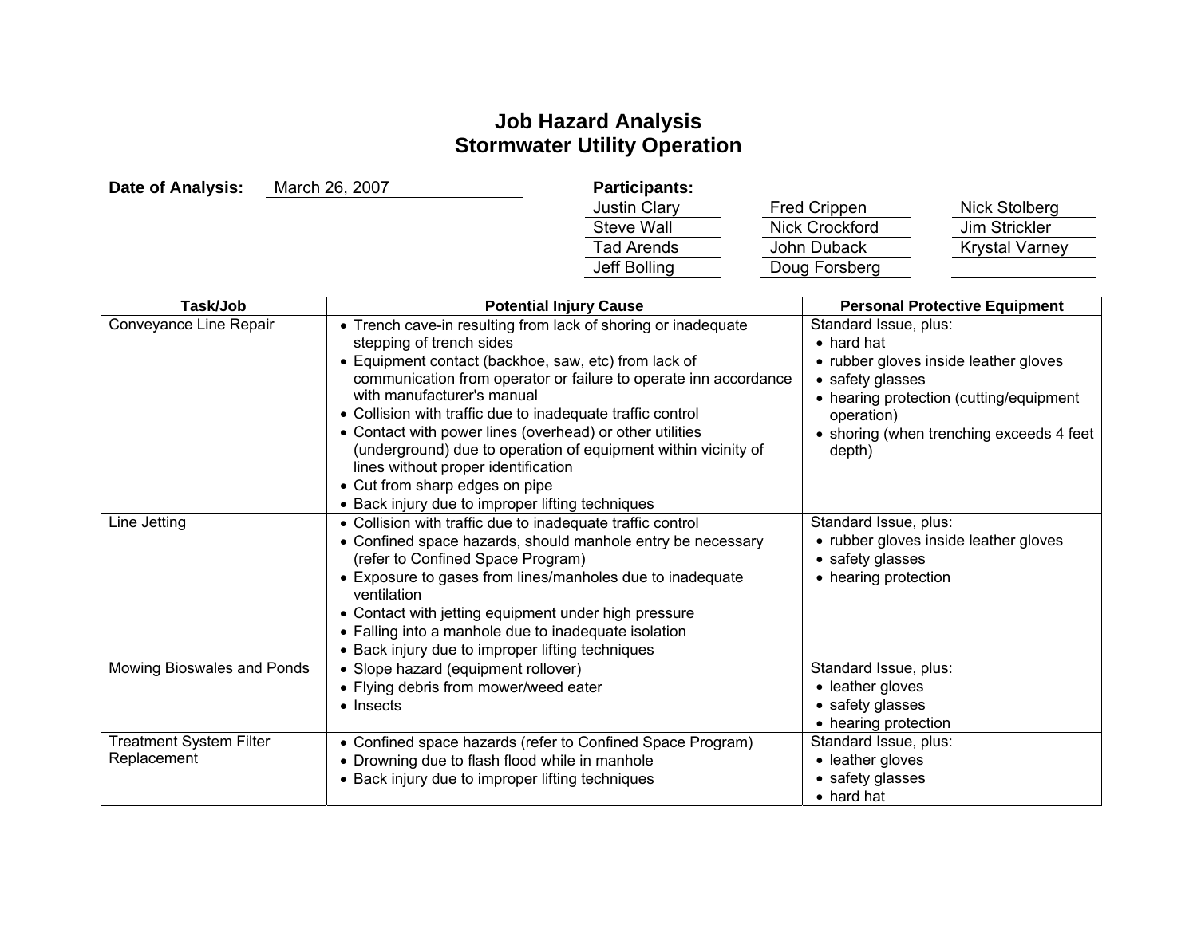# Job Hazard Analysis
# Stormwater Utility Operation

**Date of Analysis:** March 26, 2007

**Participants:**

| | | |
|---|---|---|
| Justin Clary | Fred Crippen | Nick Stolberg |
| Steve Wall | Nick Crockford | Jim Strickler |
| Tad Arends | John Duback | Krystal Varney |
| Jeff Bolling | Doug Forsberg | |

| Task/Job | Potential Injury Cause | Personal Protective Equipment |
|---|---|---|
| Conveyance Line Repair | • Trench cave-in resulting from lack of shoring or inadequate stepping of trench sides<br>• Equipment contact (backhoe, saw, etc) from lack of communication from operator or failure to operate inn accordance with manufacturer's manual<br>• Collision with traffic due to inadequate traffic control<br>• Contact with power lines (overhead) or other utilities (underground) due to operation of equipment within vicinity of lines without proper identification<br>• Cut from sharp edges on pipe<br>• Back injury due to improper lifting techniques | Standard Issue, plus:<br>• hard hat<br>• rubber gloves inside leather gloves<br>• safety glasses<br>• hearing protection (cutting/equipment operation)<br>• shoring (when trenching exceeds 4 feet depth) |
| Line Jetting | • Collision with traffic due to inadequate traffic control<br>• Confined space hazards, should manhole entry be necessary (refer to Confined Space Program)<br>• Exposure to gases from lines/manholes due to inadequate ventilation<br>• Contact with jetting equipment under high pressure<br>• Falling into a manhole due to inadequate isolation<br>• Back injury due to improper lifting techniques | Standard Issue, plus:<br>• rubber gloves inside leather gloves<br>• safety glasses<br>• hearing protection |
| Mowing Bioswales and Ponds | • Slope hazard (equipment rollover)<br>• Flying debris from mower/weed eater<br>• Insects | Standard Issue, plus:<br>• leather gloves<br>• safety glasses<br>• hearing protection |
| Treatment System Filter Replacement | • Confined space hazards (refer to Confined Space Program)<br>• Drowning due to flash flood while in manhole<br>• Back injury due to improper lifting techniques | Standard Issue, plus:<br>• leather gloves<br>• safety glasses<br>• hard hat |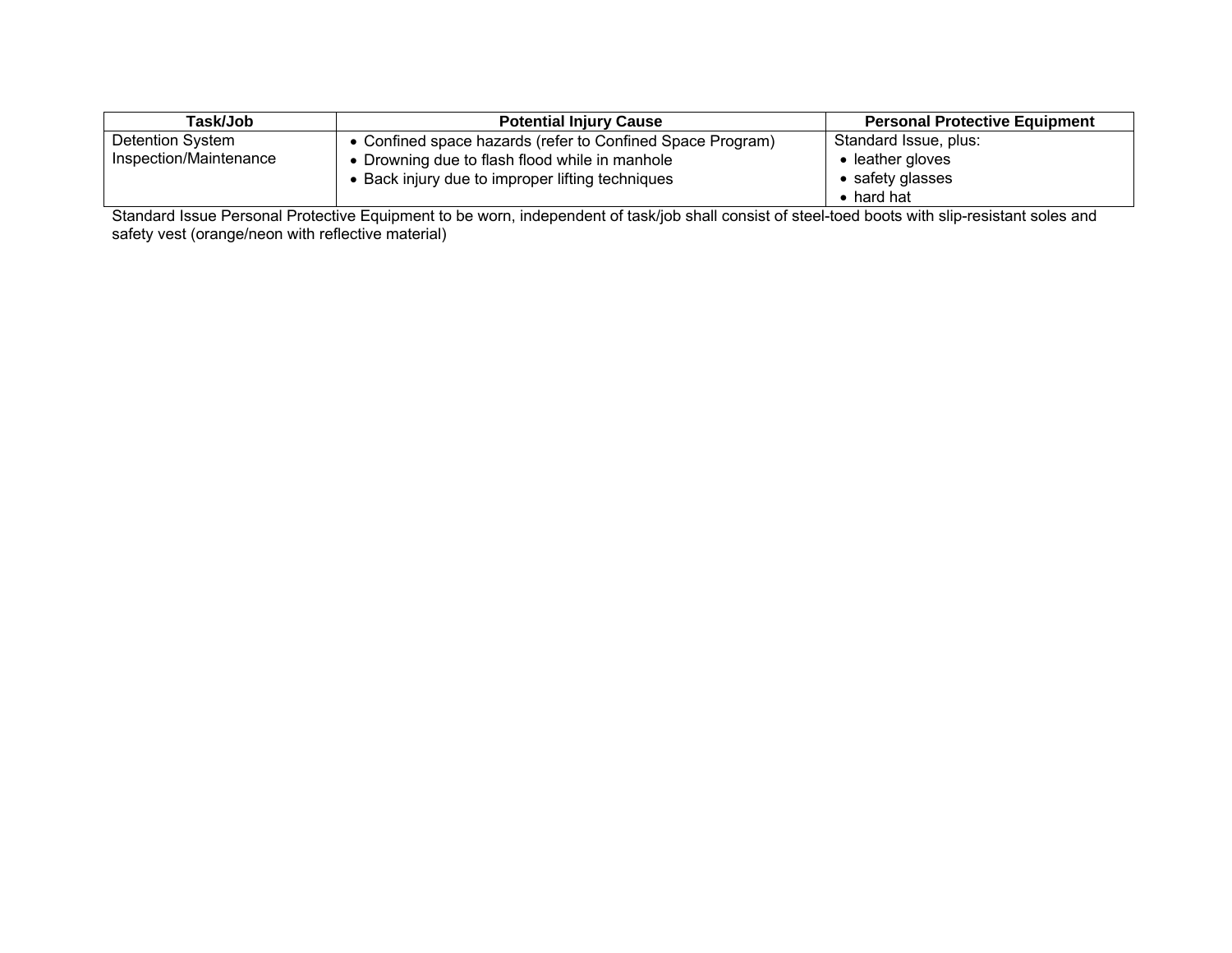| Task/Job | Potential Injury Cause | Personal Protective Equipment |
|---|---|---|
| Detention System Inspection/Maintenance | • Confined space hazards (refer to Confined Space Program)<br>• Drowning due to flash flood while in manhole<br>• Back injury due to improper lifting techniques | Standard Issue, plus:<br>• leather gloves<br>• safety glasses<br>• hard hat |

Standard Issue Personal Protective Equipment to be worn, independent of task/job shall consist of steel-toed boots with slip-resistant soles and safety vest (orange/neon with reflective material)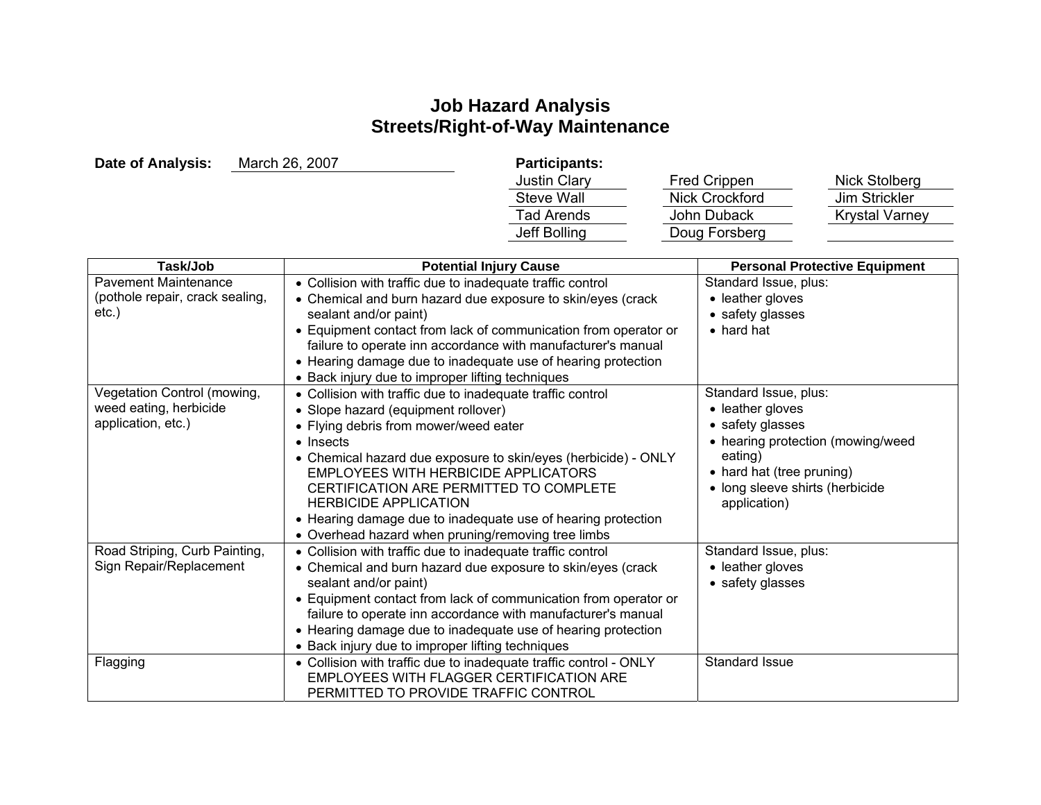# Job Hazard Analysis
# Streets/Right-of-Way Maintenance

**Date of Analysis:** March 26, 2007

**Participants:**

| | | |
|---|---|---|
| Justin Clary | Fred Crippen | Nick Stolberg |
| Steve Wall | Nick Crockford | Jim Strickler |
| Tad Arends | John Duback | Krystal Varney |
| Jeff Bolling | Doug Forsberg | |

| Task/Job | Potential Injury Cause | Personal Protective Equipment |
|---|---|---|
| Pavement Maintenance (pothole repair, crack sealing, etc.) | • Collision with traffic due to inadequate traffic control<br>• Chemical and burn hazard due exposure to skin/eyes (crack sealant and/or paint)<br>• Equipment contact from lack of communication from operator or failure to operate inn accordance with manufacturer's manual<br>• Hearing damage due to inadequate use of hearing protection<br>• Back injury due to improper lifting techniques | Standard Issue, plus:<br>• leather gloves<br>• safety glasses<br>• hard hat |
| Vegetation Control (mowing, weed eating, herbicide application, etc.) | • Collision with traffic due to inadequate traffic control<br>• Slope hazard (equipment rollover)<br>• Flying debris from mower/weed eater<br>• Insects<br>• Chemical hazard due exposure to skin/eyes (herbicide) - ONLY EMPLOYEES WITH HERBICIDE APPLICATORS CERTIFICATION ARE PERMITTED TO COMPLETE HERBICIDE APPLICATION<br>• Hearing damage due to inadequate use of hearing protection<br>• Overhead hazard when pruning/removing tree limbs | Standard Issue, plus:<br>• leather gloves<br>• safety glasses<br>• hearing protection (mowing/weed eating)<br>• hard hat (tree pruning)<br>• long sleeve shirts (herbicide application) |
| Road Striping, Curb Painting, Sign Repair/Replacement | • Collision with traffic due to inadequate traffic control<br>• Chemical and burn hazard due exposure to skin/eyes (crack sealant and/or paint)<br>• Equipment contact from lack of communication from operator or failure to operate inn accordance with manufacturer's manual<br>• Hearing damage due to inadequate use of hearing protection<br>• Back injury due to improper lifting techniques | Standard Issue, plus:<br>• leather gloves<br>• safety glasses |
| Flagging | • Collision with traffic due to inadequate traffic control - ONLY EMPLOYEES WITH FLAGGER CERTIFICATION ARE PERMITTED TO PROVIDE TRAFFIC CONTROL | Standard Issue |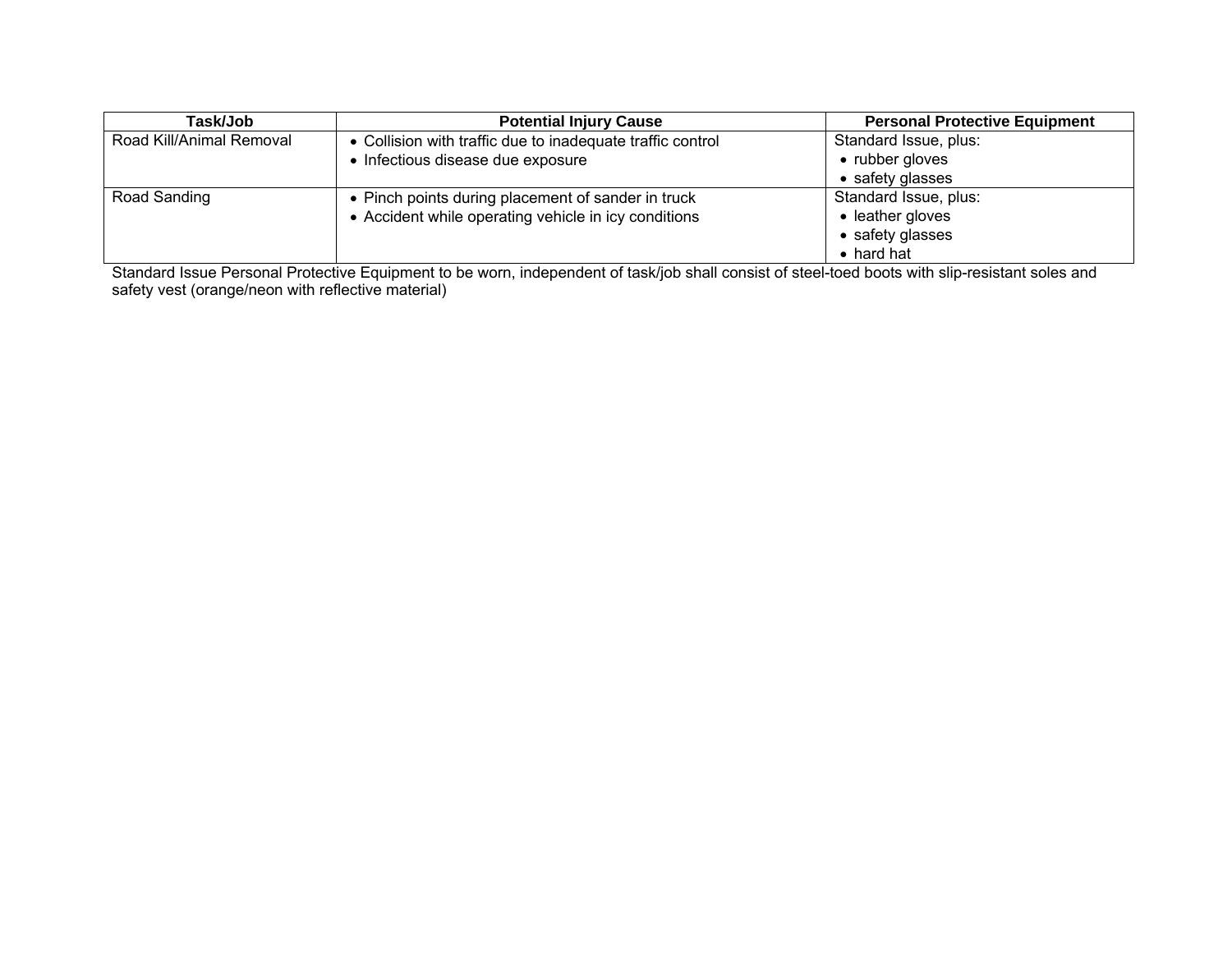| Task/Job | Potential Injury Cause | Personal Protective Equipment |
|---|---|---|
| Road Kill/Animal Removal | • Collision with traffic due to inadequate traffic control<br>• Infectious disease due exposure | Standard Issue, plus:<br>• rubber gloves<br>• safety glasses |
| Road Sanding | • Pinch points during placement of sander in truck<br>• Accident while operating vehicle in icy conditions | Standard Issue, plus:<br>• leather gloves<br>• safety glasses<br>• hard hat |

Standard Issue Personal Protective Equipment to be worn, independent of task/job shall consist of steel-toed boots with slip-resistant soles and safety vest (orange/neon with reflective material)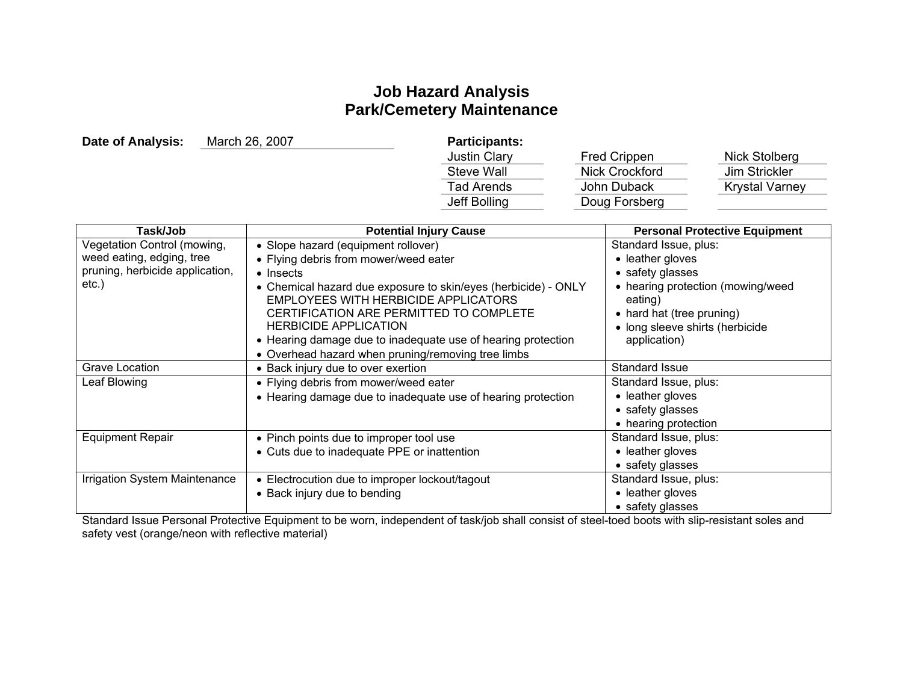# Job Hazard Analysis
# Park/Cemetery Maintenance

**Date of Analysis:** March 26, 2007

**Participants:**

| | | |
|---|---|---|
| Justin Clary | Fred Crippen | Nick Stolberg |
| Steve Wall | Nick Crockford | Jim Strickler |
| Tad Arends | John Duback | Krystal Varney |
| Jeff Bolling | Doug Forsberg | |

| Task/Job | Potential Injury Cause | Personal Protective Equipment |
|---|---|---|
| Vegetation Control (mowing, weed eating, edging, tree pruning, herbicide application, etc.) | • Slope hazard (equipment rollover)<br>• Flying debris from mower/weed eater<br>• Insects<br>• Chemical hazard due exposure to skin/eyes (herbicide) - ONLY EMPLOYEES WITH HERBICIDE APPLICATORS CERTIFICATION ARE PERMITTED TO COMPLETE HERBICIDE APPLICATION<br>• Hearing damage due to inadequate use of hearing protection<br>• Overhead hazard when pruning/removing tree limbs | Standard Issue, plus:<br>• leather gloves<br>• safety glasses<br>• hearing protection (mowing/weed eating)<br>• hard hat (tree pruning)<br>• long sleeve shirts (herbicide application) |
| Grave Location | • Back injury due to over exertion | Standard Issue |
| Leaf Blowing | • Flying debris from mower/weed eater<br>• Hearing damage due to inadequate use of hearing protection | Standard Issue, plus:<br>• leather gloves<br>• safety glasses<br>• hearing protection |
| Equipment Repair | • Pinch points due to improper tool use<br>• Cuts due to inadequate PPE or inattention | Standard Issue, plus:<br>• leather gloves<br>• safety glasses |
| Irrigation System Maintenance | • Electrocution due to improper lockout/tagout<br>• Back injury due to bending | Standard Issue, plus:<br>• leather gloves<br>• safety glasses |

Standard Issue Personal Protective Equipment to be worn, independent of task/job shall consist of steel-toed boots with slip-resistant soles and safety vest (orange/neon with reflective material)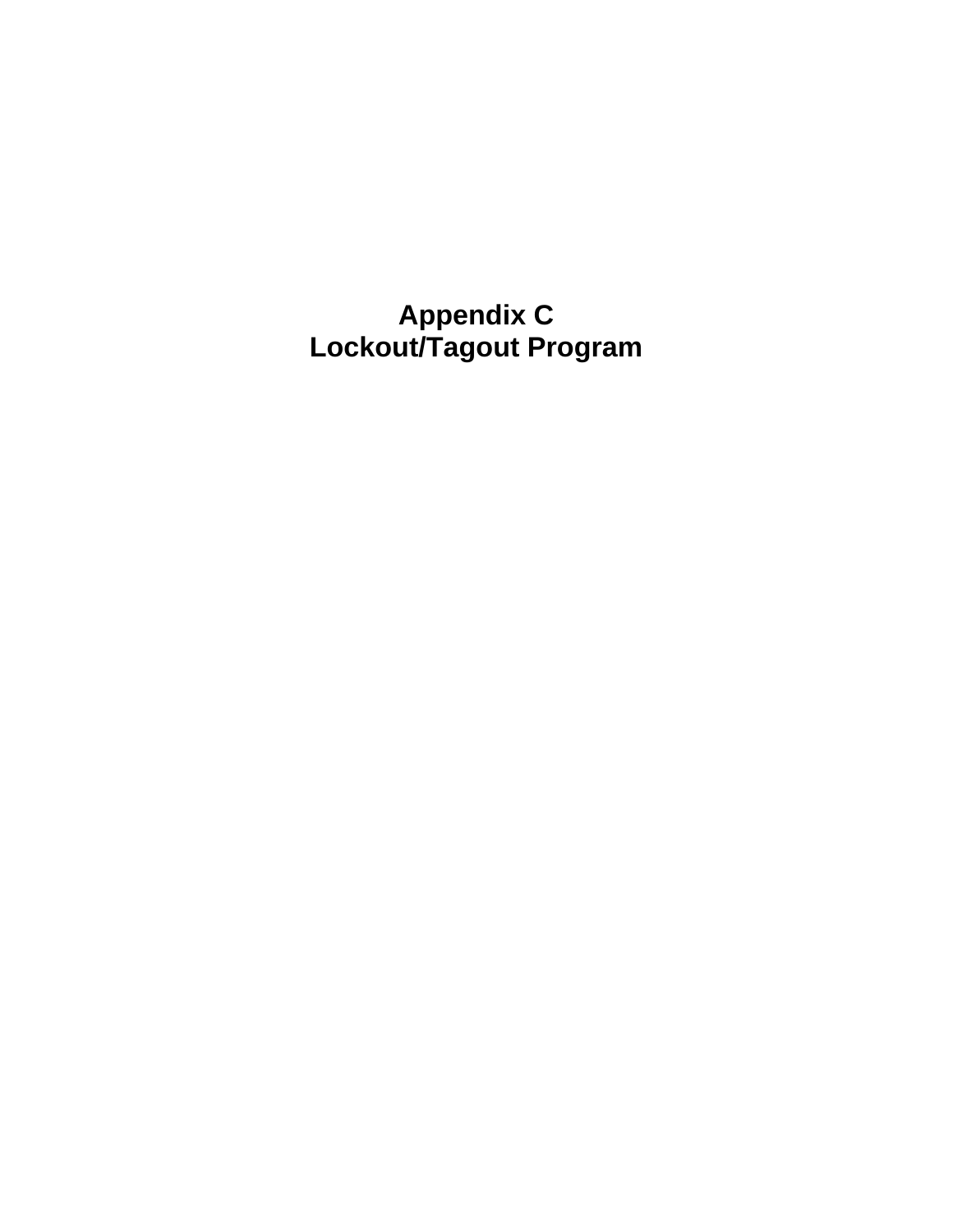# Appendix C
# Lockout/Tagout Program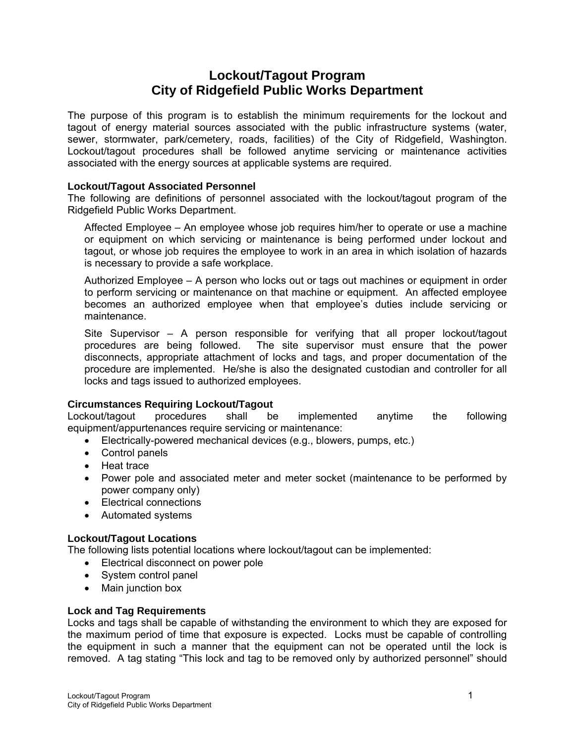# Lockout/Tagout Program
# City of Ridgefield Public Works Department

The purpose of this program is to establish the minimum requirements for the lockout and tagout of energy material sources associated with the public infrastructure systems (water, sewer, stormwater, park/cemetery, roads, facilities) of the City of Ridgefield, Washington. Lockout/tagout procedures shall be followed anytime servicing or maintenance activities associated with the energy sources at applicable systems are required.

### Lockout/Tagout Associated Personnel

The following are definitions of personnel associated with the lockout/tagout program of the Ridgefield Public Works Department.

Affected Employee – An employee whose job requires him/her to operate or use a machine or equipment on which servicing or maintenance is being performed under lockout and tagout, or whose job requires the employee to work in an area in which isolation of hazards is necessary to provide a safe workplace.

Authorized Employee – A person who locks out or tags out machines or equipment in order to perform servicing or maintenance on that machine or equipment. An affected employee becomes an authorized employee when that employee's duties include servicing or maintenance.

Site Supervisor – A person responsible for verifying that all proper lockout/tagout procedures are being followed. The site supervisor must ensure that the power disconnects, appropriate attachment of locks and tags, and proper documentation of the procedure are implemented. He/she is also the designated custodian and controller for all locks and tags issued to authorized employees.

### Circumstances Requiring Lockout/Tagout

Lockout/tagout procedures shall be implemented anytime the following equipment/appurtenances require servicing or maintenance:

- Electrically-powered mechanical devices (e.g., blowers, pumps, etc.)
- Control panels
- Heat trace
- Power pole and associated meter and meter socket (maintenance to be performed by power company only)
- Electrical connections
- Automated systems

### Lockout/Tagout Locations

The following lists potential locations where lockout/tagout can be implemented:

- Electrical disconnect on power pole
- System control panel
- Main junction box

### Lock and Tag Requirements

Locks and tags shall be capable of withstanding the environment to which they are exposed for the maximum period of time that exposure is expected. Locks must be capable of controlling the equipment in such a manner that the equipment can not be operated until the lock is removed. A tag stating "This lock and tag to be removed only by authorized personnel" should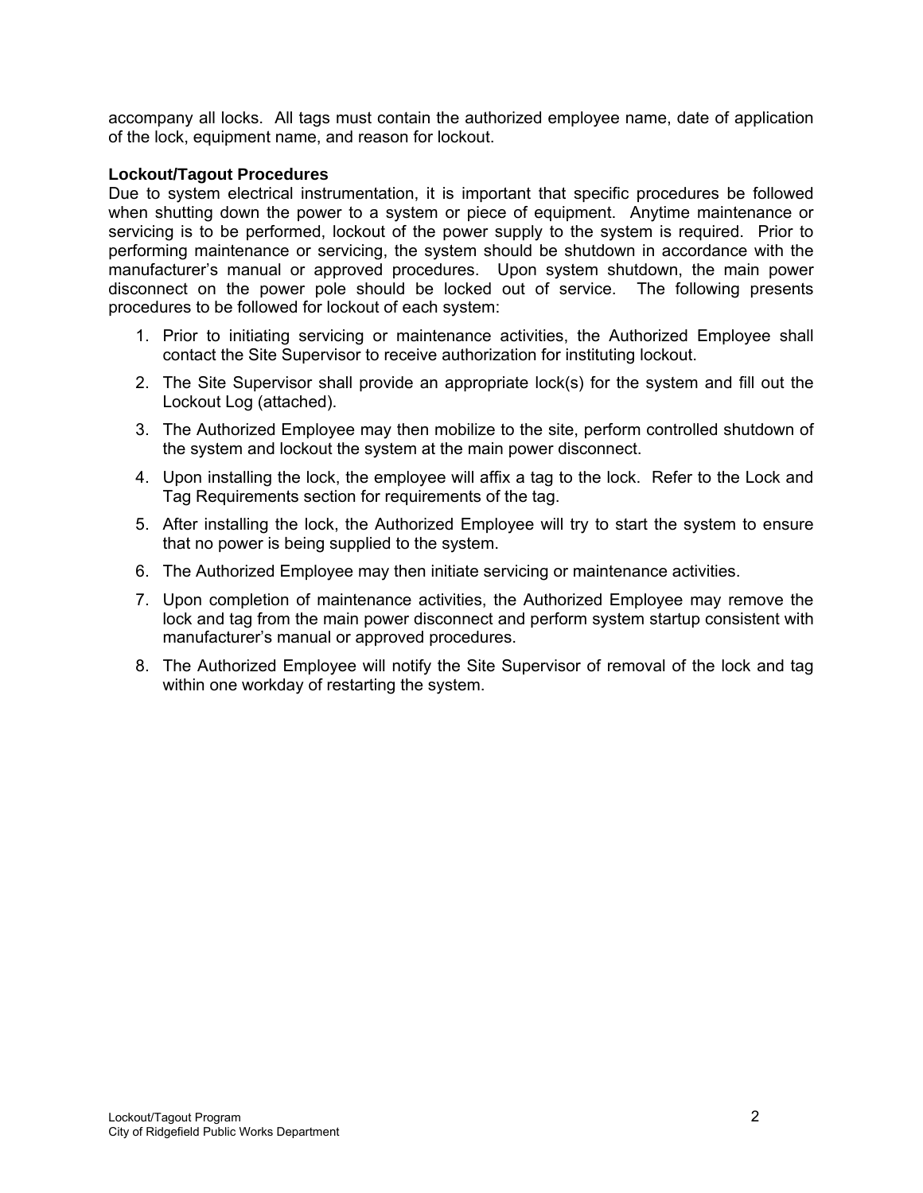accompany all locks. All tags must contain the authorized employee name, date of application of the lock, equipment name, and reason for lockout.

**Lockout/Tagout Procedures**

Due to system electrical instrumentation, it is important that specific procedures be followed when shutting down the power to a system or piece of equipment. Anytime maintenance or servicing is to be performed, lockout of the power supply to the system is required. Prior to performing maintenance or servicing, the system should be shutdown in accordance with the manufacturer's manual or approved procedures. Upon system shutdown, the main power disconnect on the power pole should be locked out of service. The following presents procedures to be followed for lockout of each system:

1. Prior to initiating servicing or maintenance activities, the Authorized Employee shall contact the Site Supervisor to receive authorization for instituting lockout.
2. The Site Supervisor shall provide an appropriate lock(s) for the system and fill out the Lockout Log (attached).
3. The Authorized Employee may then mobilize to the site, perform controlled shutdown of the system and lockout the system at the main power disconnect.
4. Upon installing the lock, the employee will affix a tag to the lock. Refer to the Lock and Tag Requirements section for requirements of the tag.
5. After installing the lock, the Authorized Employee will try to start the system to ensure that no power is being supplied to the system.
6. The Authorized Employee may then initiate servicing or maintenance activities.
7. Upon completion of maintenance activities, the Authorized Employee may remove the lock and tag from the main power disconnect and perform system startup consistent with manufacturer's manual or approved procedures.
8. The Authorized Employee will notify the Site Supervisor of removal of the lock and tag within one workday of restarting the system.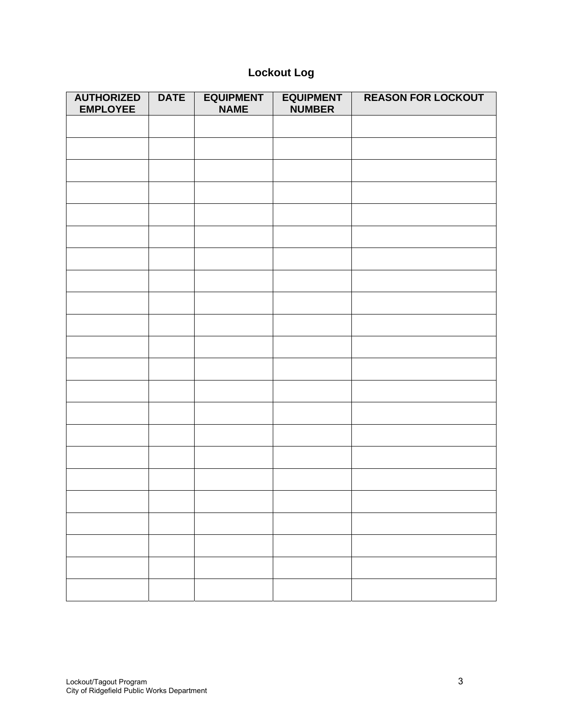# Lockout Log

| AUTHORIZED EMPLOYEE | DATE | EQUIPMENT NAME | EQUIPMENT NUMBER | REASON FOR LOCKOUT |
|---|---|---|---|---|
| | | | | |
| | | | | |
| | | | | |
| | | | | |
| | | | | |
| | | | | |
| | | | | |
| | | | | |
| | | | | |
| | | | | |
| | | | | |
| | | | | |
| | | | | |
| | | | | |
| | | | | |
| | | | | |
| | | | | |
| | | | | |
| | | | | |
| | | | | |
| | | | | |
| | | | | |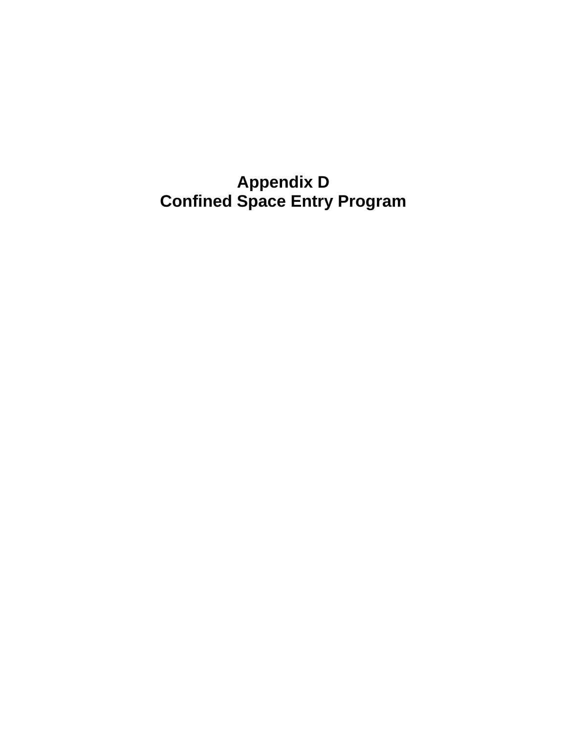# Appendix D
# Confined Space Entry Program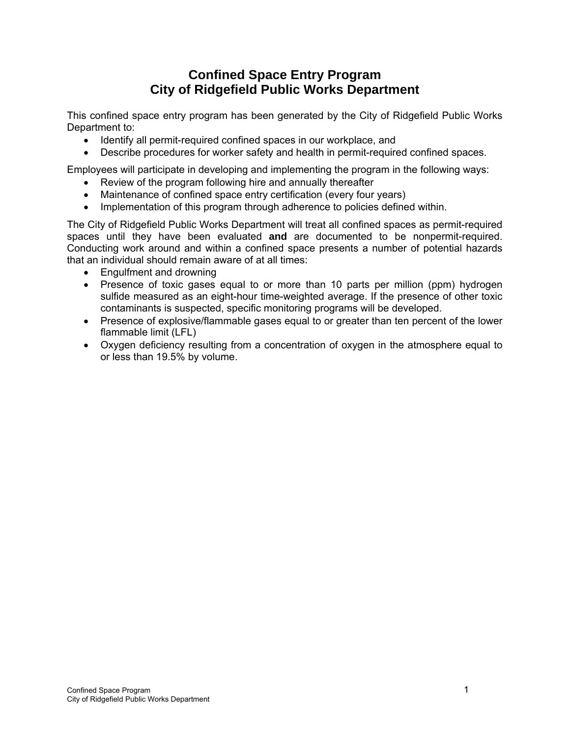# Confined Space Entry Program
# City of Ridgefield Public Works Department

This confined space entry program has been generated by the City of Ridgefield Public Works Department to:

- Identify all permit-required confined spaces in our workplace, and
- Describe procedures for worker safety and health in permit-required confined spaces.

Employees will participate in developing and implementing the program in the following ways:

- Review of the program following hire and annually thereafter
- Maintenance of confined space entry certification (every four years)
- Implementation of this program through adherence to policies defined within.

The City of Ridgefield Public Works Department will treat all confined spaces as permit-required spaces until they have been evaluated **and** are documented to be nonpermit-required. Conducting work around and within a confined space presents a number of potential hazards that an individual should remain aware of at all times:

- Engulfment and drowning
- Presence of toxic gases equal to or more than 10 parts per million (ppm) hydrogen sulfide measured as an eight-hour time-weighted average. If the presence of other toxic contaminants is suspected, specific monitoring programs will be developed.
- Presence of explosive/flammable gases equal to or greater than ten percent of the lower flammable limit (LFL)
- Oxygen deficiency resulting from a concentration of oxygen in the atmosphere equal to or less than 19.5% by volume.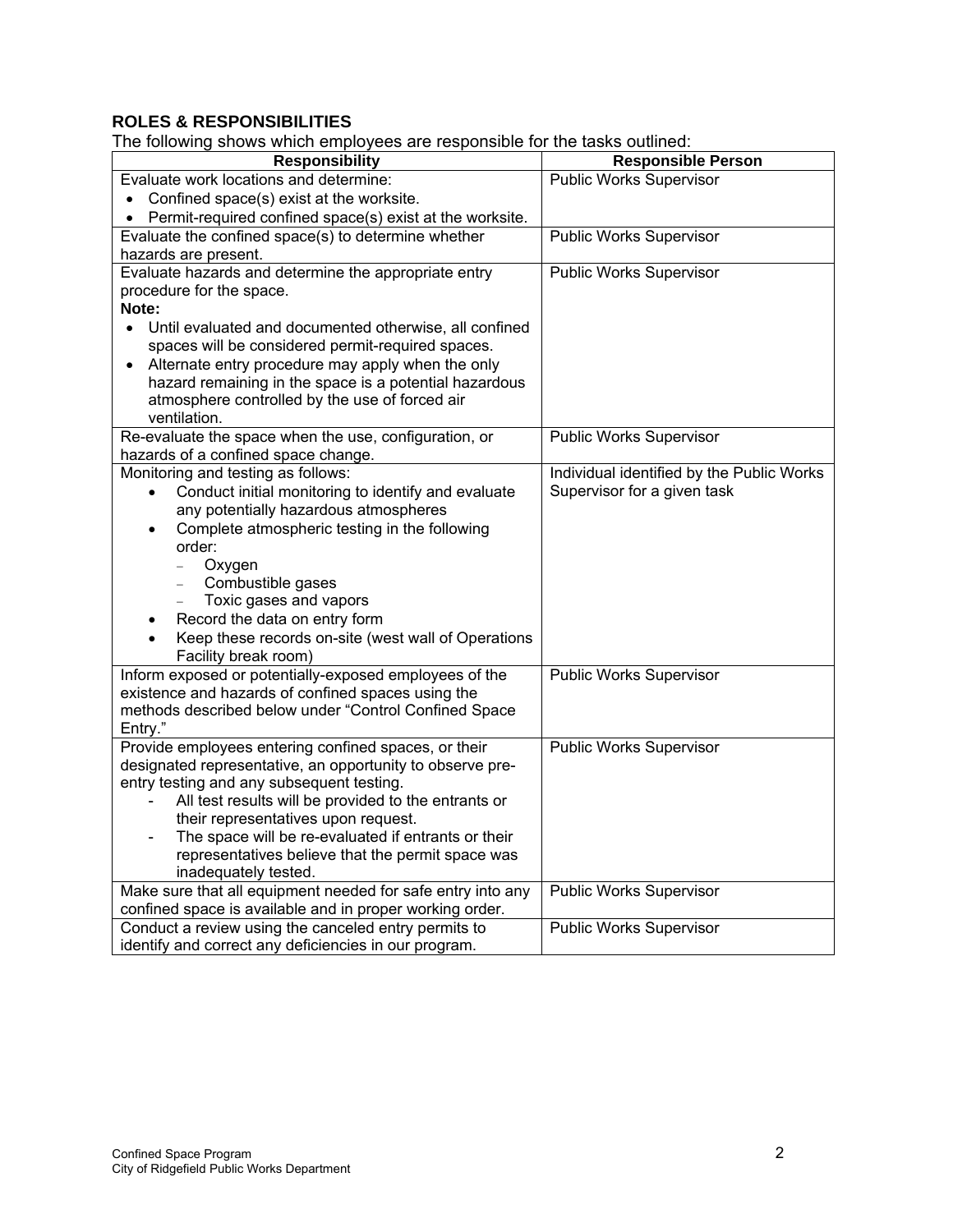## ROLES & RESPONSIBILITIES

The following shows which employees are responsible for the tasks outlined:

| Responsibility | Responsible Person |
|---|---|
| Evaluate work locations and determine:<br>• Confined space(s) exist at the worksite.<br>• Permit-required confined space(s) exist at the worksite. | Public Works Supervisor |
| Evaluate the confined space(s) to determine whether hazards are present. | Public Works Supervisor |
| Evaluate hazards and determine the appropriate entry procedure for the space.<br>**Note:**<br>• Until evaluated and documented otherwise, all confined spaces will be considered permit-required spaces.<br>• Alternate entry procedure may apply when the only hazard remaining in the space is a potential hazardous atmosphere controlled by the use of forced air ventilation. | Public Works Supervisor |
| Re-evaluate the space when the use, configuration, or hazards of a confined space change. | Public Works Supervisor |
| Monitoring and testing as follows:<br>• Conduct initial monitoring to identify and evaluate any potentially hazardous atmospheres<br>• Complete atmospheric testing in the following order:<br>– Oxygen<br>– Combustible gases<br>– Toxic gases and vapors<br>• Record the data on entry form<br>• Keep these records on-site (west wall of Operations Facility break room) | Individual identified by the Public Works Supervisor for a given task |
| Inform exposed or potentially-exposed employees of the existence and hazards of confined spaces using the methods described below under "Control Confined Space Entry." | Public Works Supervisor |
| Provide employees entering confined spaces, or their designated representative, an opportunity to observe pre-entry testing and any subsequent testing.<br>- All test results will be provided to the entrants or their representatives upon request.<br>- The space will be re-evaluated if entrants or their representatives believe that the permit space was inadequately tested. | Public Works Supervisor |
| Make sure that all equipment needed for safe entry into any confined space is available and in proper working order. | Public Works Supervisor |
| Conduct a review using the canceled entry permits to identify and correct any deficiencies in our program. | Public Works Supervisor |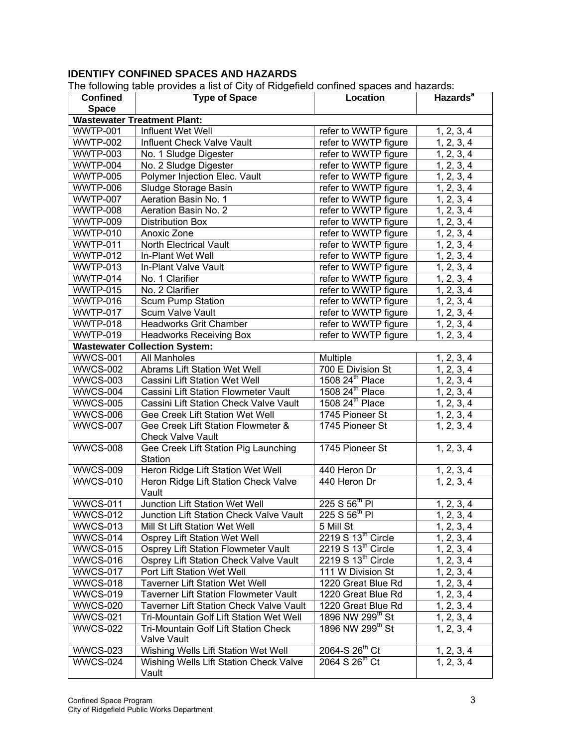## IDENTIFY CONFINED SPACES AND HAZARDS

The following table provides a list of City of Ridgefield confined spaces and hazards:

| Confined Space | Type of Space | Location | Hazards[a] |
|---|---|---|---|
| **Wastewater Treatment Plant:** | | | |
| WWTP-001 | Influent Wet Well | refer to WWTP figure | 1, 2, 3, 4 |
| WWTP-002 | Influent Check Valve Vault | refer to WWTP figure | 1, 2, 3, 4 |
| WWTP-003 | No. 1 Sludge Digester | refer to WWTP figure | 1, 2, 3, 4 |
| WWTP-004 | No. 2 Sludge Digester | refer to WWTP figure | 1, 2, 3, 4 |
| WWTP-005 | Polymer Injection Elec. Vault | refer to WWTP figure | 1, 2, 3, 4 |
| WWTP-006 | Sludge Storage Basin | refer to WWTP figure | 1, 2, 3, 4 |
| WWTP-007 | Aeration Basin No. 1 | refer to WWTP figure | 1, 2, 3, 4 |
| WWTP-008 | Aeration Basin No. 2 | refer to WWTP figure | 1, 2, 3, 4 |
| WWTP-009 | Distribution Box | refer to WWTP figure | 1, 2, 3, 4 |
| WWTP-010 | Anoxic Zone | refer to WWTP figure | 1, 2, 3, 4 |
| WWTP-011 | North Electrical Vault | refer to WWTP figure | 1, 2, 3, 4 |
| WWTP-012 | In-Plant Wet Well | refer to WWTP figure | 1, 2, 3, 4 |
| WWTP-013 | In-Plant Valve Vault | refer to WWTP figure | 1, 2, 3, 4 |
| WWTP-014 | No. 1 Clarifier | refer to WWTP figure | 1, 2, 3, 4 |
| WWTP-015 | No. 2 Clarifier | refer to WWTP figure | 1, 2, 3, 4 |
| WWTP-016 | Scum Pump Station | refer to WWTP figure | 1, 2, 3, 4 |
| WWTP-017 | Scum Valve Vault | refer to WWTP figure | 1, 2, 3, 4 |
| WWTP-018 | Headworks Grit Chamber | refer to WWTP figure | 1, 2, 3, 4 |
| WWTP-019 | Headworks Receiving Box | refer to WWTP figure | 1, 2, 3, 4 |
| **Wastewater Collection System:** | | | |
| WWCS-001 | All Manholes | Multiple | 1, 2, 3, 4 |
| WWCS-002 | Abrams Lift Station Wet Well | 700 E Division St | 1, 2, 3, 4 |
| WWCS-003 | Cassini Lift Station Wet Well | 1508 24th Place | 1, 2, 3, 4 |
| WWCS-004 | Cassini Lift Station Flowmeter Vault | 1508 24th Place | 1, 2, 3, 4 |
| WWCS-005 | Cassini Lift Station Check Valve Vault | 1508 24th Place | 1, 2, 3, 4 |
| WWCS-006 | Gee Creek Lift Station Wet Well | 1745 Pioneer St | 1, 2, 3, 4 |
| WWCS-007 | Gee Creek Lift Station Flowmeter & Check Valve Vault | 1745 Pioneer St | 1, 2, 3, 4 |
| WWCS-008 | Gee Creek Lift Station Pig Launching Station | 1745 Pioneer St | 1, 2, 3, 4 |
| WWCS-009 | Heron Ridge Lift Station Wet Well | 440 Heron Dr | 1, 2, 3, 4 |
| WWCS-010 | Heron Ridge Lift Station Check Valve Vault | 440 Heron Dr | 1, 2, 3, 4 |
| WWCS-011 | Junction Lift Station Wet Well | 225 S 56th Pl | 1, 2, 3, 4 |
| WWCS-012 | Junction Lift Station Check Valve Vault | 225 S 56th Pl | 1, 2, 3, 4 |
| WWCS-013 | Mill St Lift Station Wet Well | 5 Mill St | 1, 2, 3, 4 |
| WWCS-014 | Osprey Lift Station Wet Well | 2219 S 13th Circle | 1, 2, 3, 4 |
| WWCS-015 | Osprey Lift Station Flowmeter Vault | 2219 S 13th Circle | 1, 2, 3, 4 |
| WWCS-016 | Osprey Lift Station Check Valve Vault | 2219 S 13th Circle | 1, 2, 3, 4 |
| WWCS-017 | Port Lift Station Wet Well | 111 W Division St | 1, 2, 3, 4 |
| WWCS-018 | Taverner Lift Station Wet Well | 1220 Great Blue Rd | 1, 2, 3, 4 |
| WWCS-019 | Taverner Lift Station Flowmeter Vault | 1220 Great Blue Rd | 1, 2, 3, 4 |
| WWCS-020 | Taverner Lift Station Check Valve Vault | 1220 Great Blue Rd | 1, 2, 3, 4 |
| WWCS-021 | Tri-Mountain Golf Lift Station Wet Well | 1896 NW 299th St | 1, 2, 3, 4 |
| WWCS-022 | Tri-Mountain Golf Lift Station Check Valve Vault | 1896 NW 299th St | 1, 2, 3, 4 |
| WWCS-023 | Wishing Wells Lift Station Wet Well | 2064-S 26th Ct | 1, 2, 3, 4 |
| WWCS-024 | Wishing Wells Lift Station Check Valve Vault | 2064 S 26th Ct | 1, 2, 3, 4 |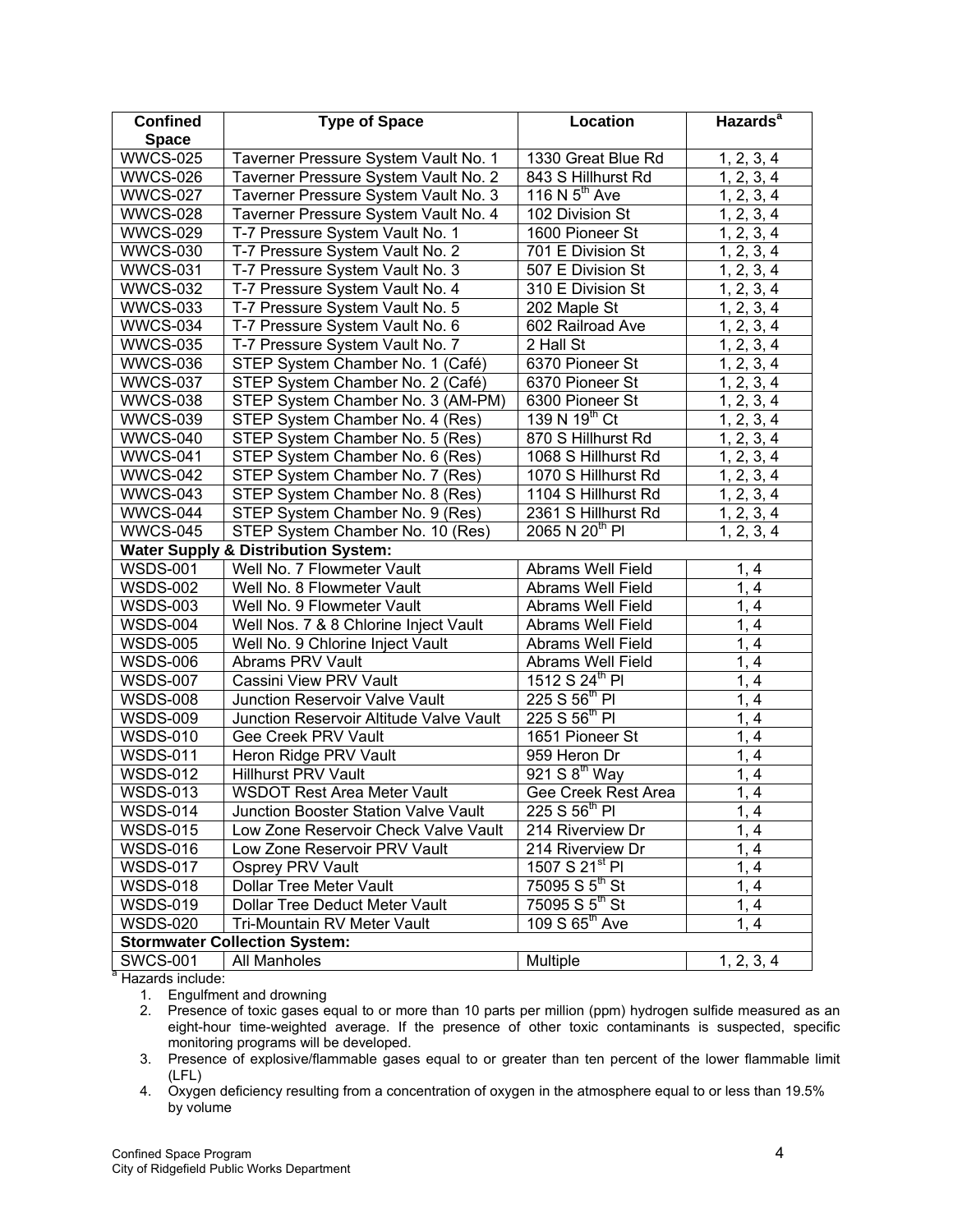| Confined Space | Type of Space | Location | Hazards[a] |
|---|---|---|---|
| WWCS-025 | Taverner Pressure System Vault No. 1 | 1330 Great Blue Rd | 1, 2, 3, 4 |
| WWCS-026 | Taverner Pressure System Vault No. 2 | 843 S Hillhurst Rd | 1, 2, 3, 4 |
| WWCS-027 | Taverner Pressure System Vault No. 3 | 116 N 5th Ave | 1, 2, 3, 4 |
| WWCS-028 | Taverner Pressure System Vault No. 4 | 102 Division St | 1, 2, 3, 4 |
| WWCS-029 | T-7 Pressure System Vault No. 1 | 1600 Pioneer St | 1, 2, 3, 4 |
| WWCS-030 | T-7 Pressure System Vault No. 2 | 701 E Division St | 1, 2, 3, 4 |
| WWCS-031 | T-7 Pressure System Vault No. 3 | 507 E Division St | 1, 2, 3, 4 |
| WWCS-032 | T-7 Pressure System Vault No. 4 | 310 E Division St | 1, 2, 3, 4 |
| WWCS-033 | T-7 Pressure System Vault No. 5 | 202 Maple St | 1, 2, 3, 4 |
| WWCS-034 | T-7 Pressure System Vault No. 6 | 602 Railroad Ave | 1, 2, 3, 4 |
| WWCS-035 | T-7 Pressure System Vault No. 7 | 2 Hall St | 1, 2, 3, 4 |
| WWCS-036 | STEP System Chamber No. 1 (Café) | 6370 Pioneer St | 1, 2, 3, 4 |
| WWCS-037 | STEP System Chamber No. 2 (Café) | 6370 Pioneer St | 1, 2, 3, 4 |
| WWCS-038 | STEP System Chamber No. 3 (AM-PM) | 6300 Pioneer St | 1, 2, 3, 4 |
| WWCS-039 | STEP System Chamber No. 4 (Res) | 139 N 19th Ct | 1, 2, 3, 4 |
| WWCS-040 | STEP System Chamber No. 5 (Res) | 870 S Hillhurst Rd | 1, 2, 3, 4 |
| WWCS-041 | STEP System Chamber No. 6 (Res) | 1068 S Hillhurst Rd | 1, 2, 3, 4 |
| WWCS-042 | STEP System Chamber No. 7 (Res) | 1070 S Hillhurst Rd | 1, 2, 3, 4 |
| WWCS-043 | STEP System Chamber No. 8 (Res) | 1104 S Hillhurst Rd | 1, 2, 3, 4 |
| WWCS-044 | STEP System Chamber No. 9 (Res) | 2361 S Hillhurst Rd | 1, 2, 3, 4 |
| WWCS-045 | STEP System Chamber No. 10 (Res) | 2065 N 20th Pl | 1, 2, 3, 4 |
| **Water Supply & Distribution System:** | | | |
| WSDS-001 | Well No. 7 Flowmeter Vault | Abrams Well Field | 1, 4 |
| WSDS-002 | Well No. 8 Flowmeter Vault | Abrams Well Field | 1, 4 |
| WSDS-003 | Well No. 9 Flowmeter Vault | Abrams Well Field | 1, 4 |
| WSDS-004 | Well Nos. 7 & 8 Chlorine Inject Vault | Abrams Well Field | 1, 4 |
| WSDS-005 | Well No. 9 Chlorine Inject Vault | Abrams Well Field | 1, 4 |
| WSDS-006 | Abrams PRV Vault | Abrams Well Field | 1, 4 |
| WSDS-007 | Cassini View PRV Vault | 1512 S 24th Pl | 1, 4 |
| WSDS-008 | Junction Reservoir Valve Vault | 225 S 56th Pl | 1, 4 |
| WSDS-009 | Junction Reservoir Altitude Valve Vault | 225 S 56th Pl | 1, 4 |
| WSDS-010 | Gee Creek PRV Vault | 1651 Pioneer St | 1, 4 |
| WSDS-011 | Heron Ridge PRV Vault | 959 Heron Dr | 1, 4 |
| WSDS-012 | Hillhurst PRV Vault | 921 S 8th Way | 1, 4 |
| WSDS-013 | WSDOT Rest Area Meter Vault | Gee Creek Rest Area | 1, 4 |
| WSDS-014 | Junction Booster Station Valve Vault | 225 S 56th Pl | 1, 4 |
| WSDS-015 | Low Zone Reservoir Check Valve Vault | 214 Riverview Dr | 1, 4 |
| WSDS-016 | Low Zone Reservoir PRV Vault | 214 Riverview Dr | 1, 4 |
| WSDS-017 | Osprey PRV Vault | 1507 S 21st Pl | 1, 4 |
| WSDS-018 | Dollar Tree Meter Vault | 75095 S 5th St | 1, 4 |
| WSDS-019 | Dollar Tree Deduct Meter Vault | 75095 S 5th St | 1, 4 |
| WSDS-020 | Tri-Mountain RV Meter Vault | 109 S 65th Ave | 1, 4 |
| **Stormwater Collection System:** | | | |
| SWCS-001 | All Manholes | Multiple | 1, 2, 3, 4 |

[a] Hazards include:

1. Engulfment and drowning
2. Presence of toxic gases equal to or more than 10 parts per million (ppm) hydrogen sulfide measured as an eight-hour time-weighted average. If the presence of other toxic contaminants is suspected, specific monitoring programs will be developed.
3. Presence of explosive/flammable gases equal to or greater than ten percent of the lower flammable limit (LFL)
4. Oxygen deficiency resulting from a concentration of oxygen in the atmosphere equal to or less than 19.5% by volume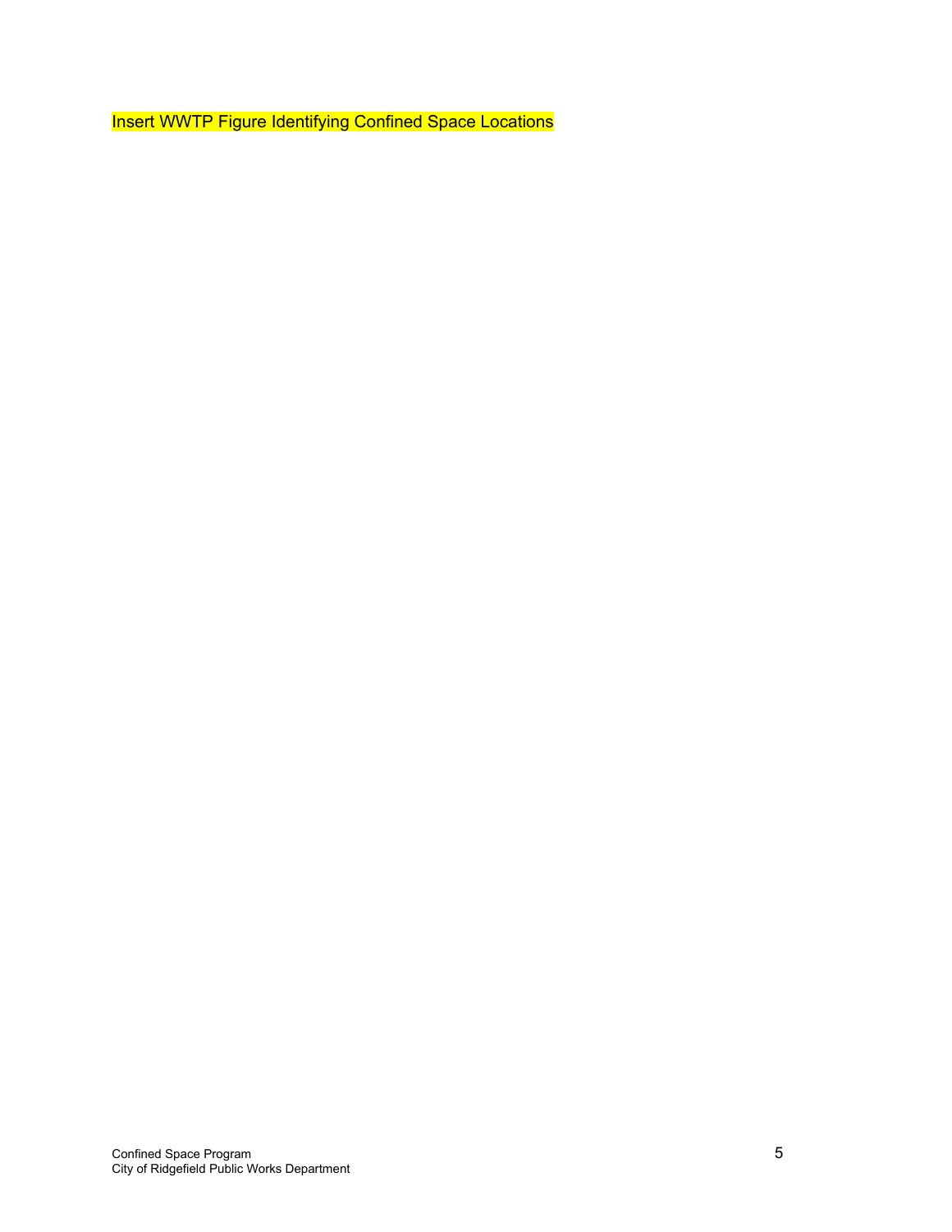Insert WWTP Figure Identifying Confined Space Locations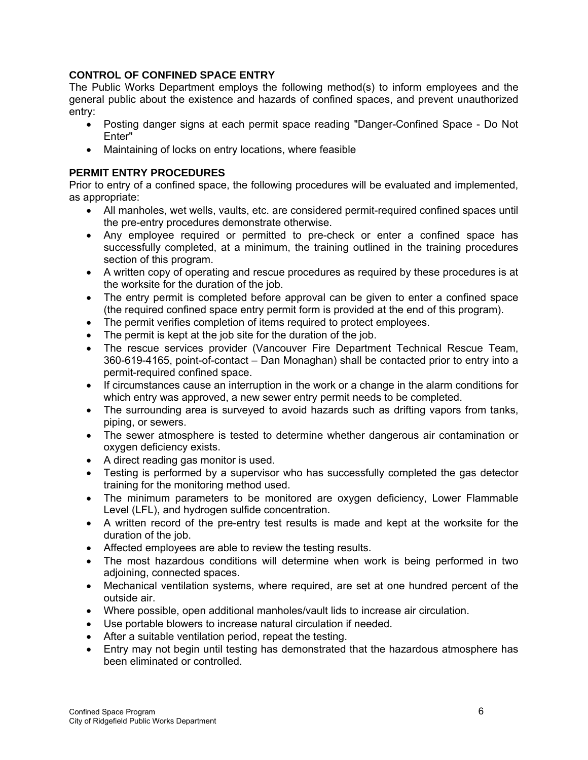### CONTROL OF CONFINED SPACE ENTRY

The Public Works Department employs the following method(s) to inform employees and the general public about the existence and hazards of confined spaces, and prevent unauthorized entry:

- Posting danger signs at each permit space reading "Danger-Confined Space - Do Not Enter"
- Maintaining of locks on entry locations, where feasible

### PERMIT ENTRY PROCEDURES

Prior to entry of a confined space, the following procedures will be evaluated and implemented, as appropriate:

- All manholes, wet wells, vaults, etc. are considered permit-required confined spaces until the pre-entry procedures demonstrate otherwise.
- Any employee required or permitted to pre-check or enter a confined space has successfully completed, at a minimum, the training outlined in the training procedures section of this program.
- A written copy of operating and rescue procedures as required by these procedures is at the worksite for the duration of the job.
- The entry permit is completed before approval can be given to enter a confined space (the required confined space entry permit form is provided at the end of this program).
- The permit verifies completion of items required to protect employees.
- The permit is kept at the job site for the duration of the job.
- The rescue services provider (Vancouver Fire Department Technical Rescue Team, 360-619-4165, point-of-contact – Dan Monaghan) shall be contacted prior to entry into a permit-required confined space.
- If circumstances cause an interruption in the work or a change in the alarm conditions for which entry was approved, a new sewer entry permit needs to be completed.
- The surrounding area is surveyed to avoid hazards such as drifting vapors from tanks, piping, or sewers.
- The sewer atmosphere is tested to determine whether dangerous air contamination or oxygen deficiency exists.
- A direct reading gas monitor is used.
- Testing is performed by a supervisor who has successfully completed the gas detector training for the monitoring method used.
- The minimum parameters to be monitored are oxygen deficiency, Lower Flammable Level (LFL), and hydrogen sulfide concentration.
- A written record of the pre-entry test results is made and kept at the worksite for the duration of the job.
- Affected employees are able to review the testing results.
- The most hazardous conditions will determine when work is being performed in two adjoining, connected spaces.
- Mechanical ventilation systems, where required, are set at one hundred percent of the outside air.
- Where possible, open additional manholes/vault lids to increase air circulation.
- Use portable blowers to increase natural circulation if needed.
- After a suitable ventilation period, repeat the testing.
- Entry may not begin until testing has demonstrated that the hazardous atmosphere has been eliminated or controlled.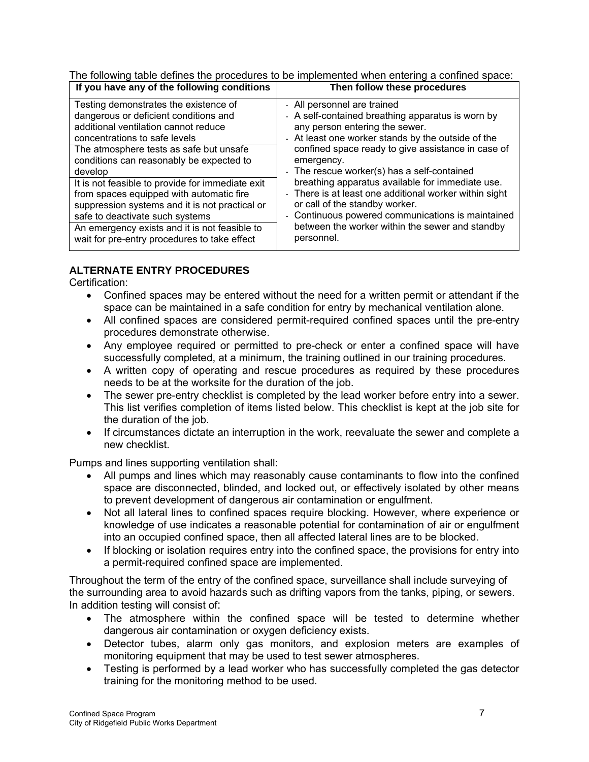The following table defines the procedures to be implemented when entering a confined space:

| If you have any of the following conditions | Then follow these procedures |
| --- | --- |
| Testing demonstrates the existence of dangerous or deficient conditions and additional ventilation cannot reduce concentrations to safe levels<br>The atmosphere tests as safe but unsafe conditions can reasonably be expected to develop<br>It is not feasible to provide for immediate exit from spaces equipped with automatic fire suppression systems and it is not practical or safe to deactivate such systems<br>An emergency exists and it is not feasible to wait for pre-entry procedures to take effect | - All personnel are trained<br>- A self-contained breathing apparatus is worn by any person entering the sewer.<br>- At least one worker stands by the outside of the confined space ready to give assistance in case of emergency.<br>- The rescue worker(s) has a self-contained breathing apparatus available for immediate use.<br>- There is at least one additional worker within sight or call of the standby worker.<br>- Continuous powered communications is maintained between the worker within the sewer and standby personnel. |

**ALTERNATE ENTRY PROCEDURES**

Certification:

- Confined spaces may be entered without the need for a written permit or attendant if the space can be maintained in a safe condition for entry by mechanical ventilation alone.
- All confined spaces are considered permit-required confined spaces until the pre-entry procedures demonstrate otherwise.
- Any employee required or permitted to pre-check or enter a confined space will have successfully completed, at a minimum, the training outlined in our training procedures.
- A written copy of operating and rescue procedures as required by these procedures needs to be at the worksite for the duration of the job.
- The sewer pre-entry checklist is completed by the lead worker before entry into a sewer. This list verifies completion of items listed below. This checklist is kept at the job site for the duration of the job.
- If circumstances dictate an interruption in the work, reevaluate the sewer and complete a new checklist.

Pumps and lines supporting ventilation shall:

- All pumps and lines which may reasonably cause contaminants to flow into the confined space are disconnected, blinded, and locked out, or effectively isolated by other means to prevent development of dangerous air contamination or engulfment.
- Not all lateral lines to confined spaces require blocking. However, where experience or knowledge of use indicates a reasonable potential for contamination of air or engulfment into an occupied confined space, then all affected lateral lines are to be blocked.
- If blocking or isolation requires entry into the confined space, the provisions for entry into a permit-required confined space are implemented.

Throughout the term of the entry of the confined space, surveillance shall include surveying of the surrounding area to avoid hazards such as drifting vapors from the tanks, piping, or sewers. In addition testing will consist of:

- The atmosphere within the confined space will be tested to determine whether dangerous air contamination or oxygen deficiency exists.
- Detector tubes, alarm only gas monitors, and explosion meters are examples of monitoring equipment that may be used to test sewer atmospheres.
- Testing is performed by a lead worker who has successfully completed the gas detector training for the monitoring method to be used.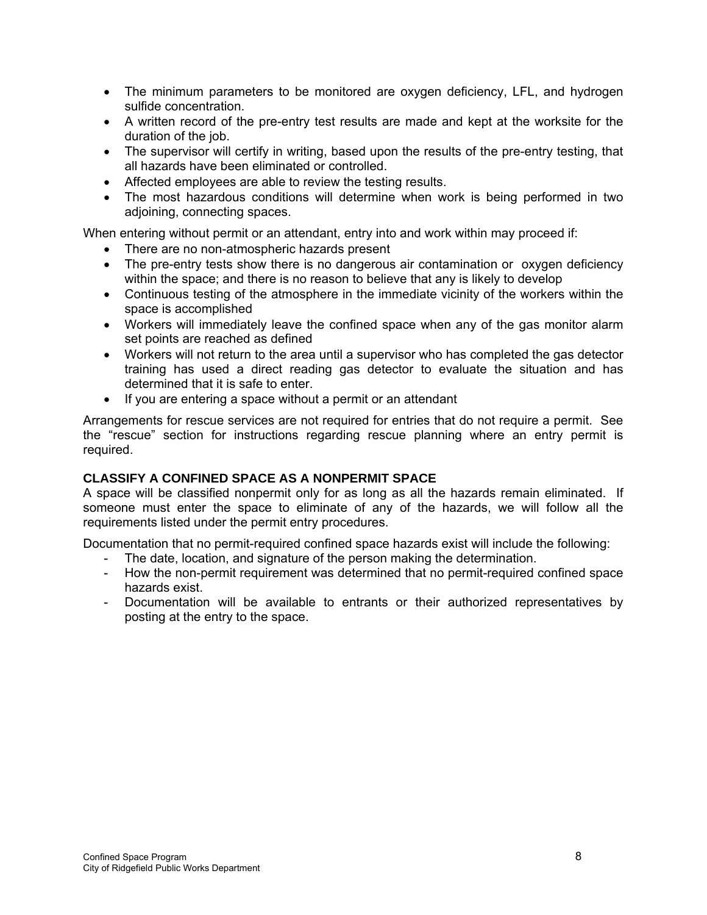- The minimum parameters to be monitored are oxygen deficiency, LFL, and hydrogen sulfide concentration.
- A written record of the pre-entry test results are made and kept at the worksite for the duration of the job.
- The supervisor will certify in writing, based upon the results of the pre-entry testing, that all hazards have been eliminated or controlled.
- Affected employees are able to review the testing results.
- The most hazardous conditions will determine when work is being performed in two adjoining, connecting spaces.

When entering without permit or an attendant, entry into and work within may proceed if:

- There are no non-atmospheric hazards present
- The pre-entry tests show there is no dangerous air contamination or oxygen deficiency within the space; and there is no reason to believe that any is likely to develop
- Continuous testing of the atmosphere in the immediate vicinity of the workers within the space is accomplished
- Workers will immediately leave the confined space when any of the gas monitor alarm set points are reached as defined
- Workers will not return to the area until a supervisor who has completed the gas detector training has used a direct reading gas detector to evaluate the situation and has determined that it is safe to enter.
- If you are entering a space without a permit or an attendant

Arrangements for rescue services are not required for entries that do not require a permit. See the "rescue" section for instructions regarding rescue planning where an entry permit is required.

**CLASSIFY A CONFINED SPACE AS A NONPERMIT SPACE**

A space will be classified nonpermit only for as long as all the hazards remain eliminated. If someone must enter the space to eliminate of any of the hazards, we will follow all the requirements listed under the permit entry procedures.

Documentation that no permit-required confined space hazards exist will include the following:

- The date, location, and signature of the person making the determination.
- How the non-permit requirement was determined that no permit-required confined space hazards exist.
- Documentation will be available to entrants or their authorized representatives by posting at the entry to the space.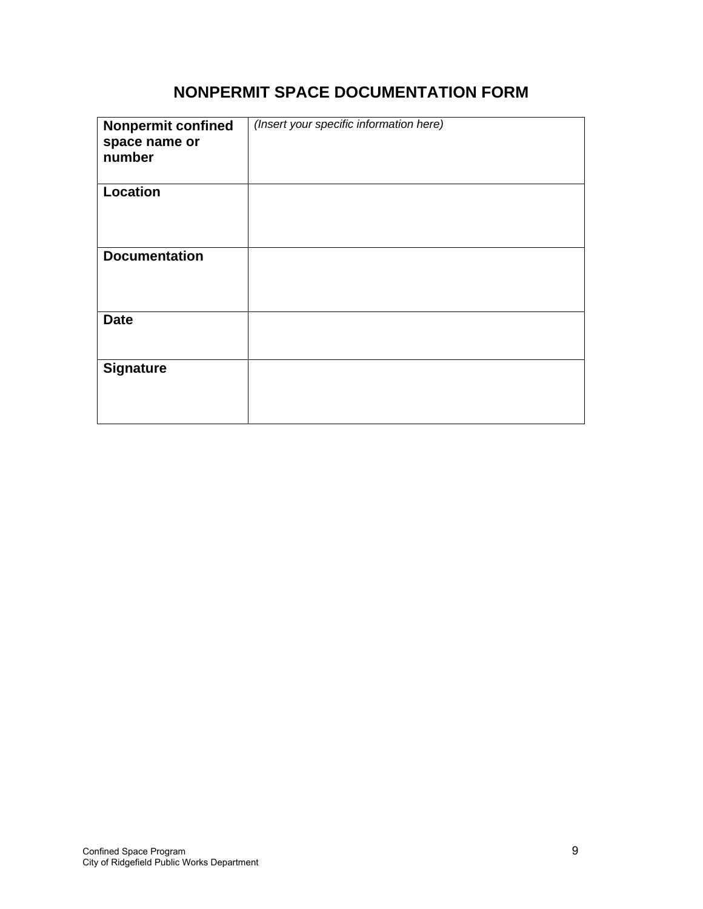# NONPERMIT SPACE DOCUMENTATION FORM

| **Nonpermit confined space name or number** | *(Insert your specific information here)* |
| --- | --- |
| **Location** | |
| **Documentation** | |
| **Date** | |
| **Signature** | |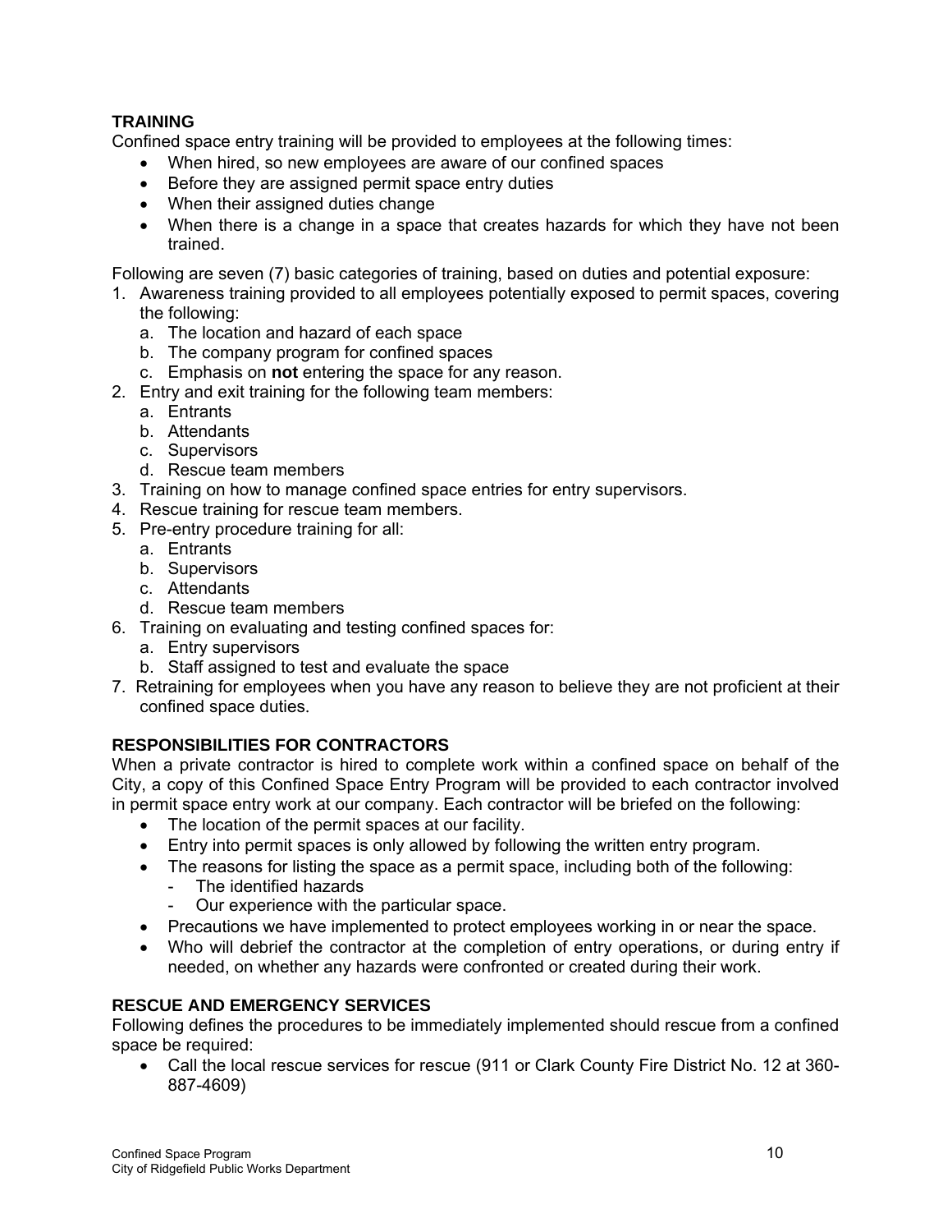## TRAINING

Confined space entry training will be provided to employees at the following times:

- When hired, so new employees are aware of our confined spaces
- Before they are assigned permit space entry duties
- When their assigned duties change
- When there is a change in a space that creates hazards for which they have not been trained.

Following are seven (7) basic categories of training, based on duties and potential exposure:

1. Awareness training provided to all employees potentially exposed to permit spaces, covering the following:
   a. The location and hazard of each space
   b. The company program for confined spaces
   c. Emphasis on **not** entering the space for any reason.
2. Entry and exit training for the following team members:
   a. Entrants
   b. Attendants
   c. Supervisors
   d. Rescue team members
3. Training on how to manage confined space entries for entry supervisors.
4. Rescue training for rescue team members.
5. Pre-entry procedure training for all:
   a. Entrants
   b. Supervisors
   c. Attendants
   d. Rescue team members
6. Training on evaluating and testing confined spaces for:
   a. Entry supervisors
   b. Staff assigned to test and evaluate the space
7. Retraining for employees when you have any reason to believe they are not proficient at their confined space duties.

## RESPONSIBILITIES FOR CONTRACTORS

When a private contractor is hired to complete work within a confined space on behalf of the City, a copy of this Confined Space Entry Program will be provided to each contractor involved in permit space entry work at our company. Each contractor will be briefed on the following:

- The location of the permit spaces at our facility.
- Entry into permit spaces is only allowed by following the written entry program.
- The reasons for listing the space as a permit space, including both of the following:
  - The identified hazards
  - Our experience with the particular space.
- Precautions we have implemented to protect employees working in or near the space.
- Who will debrief the contractor at the completion of entry operations, or during entry if needed, on whether any hazards were confronted or created during their work.

## RESCUE AND EMERGENCY SERVICES

Following defines the procedures to be immediately implemented should rescue from a confined space be required:

- Call the local rescue services for rescue (911 or Clark County Fire District No. 12 at 360-887-4609)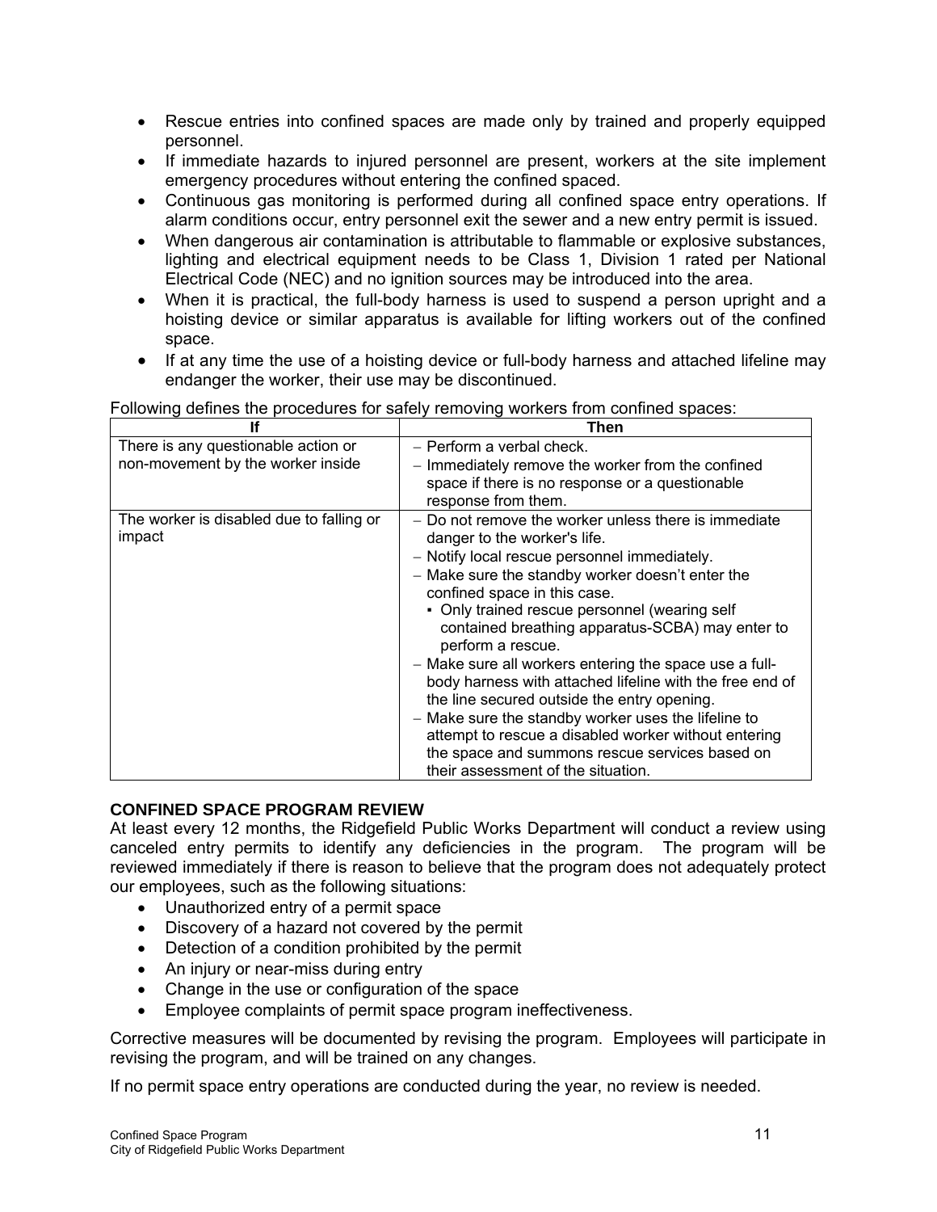- Rescue entries into confined spaces are made only by trained and properly equipped personnel.
- If immediate hazards to injured personnel are present, workers at the site implement emergency procedures without entering the confined spaced.
- Continuous gas monitoring is performed during all confined space entry operations. If alarm conditions occur, entry personnel exit the sewer and a new entry permit is issued.
- When dangerous air contamination is attributable to flammable or explosive substances, lighting and electrical equipment needs to be Class 1, Division 1 rated per National Electrical Code (NEC) and no ignition sources may be introduced into the area.
- When it is practical, the full-body harness is used to suspend a person upright and a hoisting device or similar apparatus is available for lifting workers out of the confined space.
- If at any time the use of a hoisting device or full-body harness and attached lifeline may endanger the worker, their use may be discontinued.

Following defines the procedures for safely removing workers from confined spaces:

| If | Then |
|---|---|
| There is any questionable action or non-movement by the worker inside | – Perform a verbal check.<br>– Immediately remove the worker from the confined space if there is no response or a questionable response from them. |
| The worker is disabled due to falling or impact | – Do not remove the worker unless there is immediate danger to the worker's life.<br>– Notify local rescue personnel immediately.<br>– Make sure the standby worker doesn't enter the confined space in this case.<br>▪ Only trained rescue personnel (wearing self contained breathing apparatus-SCBA) may enter to perform a rescue.<br>– Make sure all workers entering the space use a full-body harness with attached lifeline with the free end of the line secured outside the entry opening.<br>– Make sure the standby worker uses the lifeline to attempt to rescue a disabled worker without entering the space and summons rescue services based on their assessment of the situation. |

**CONFINED SPACE PROGRAM REVIEW**

At least every 12 months, the Ridgefield Public Works Department will conduct a review using canceled entry permits to identify any deficiencies in the program. The program will be reviewed immediately if there is reason to believe that the program does not adequately protect our employees, such as the following situations:

- Unauthorized entry of a permit space
- Discovery of a hazard not covered by the permit
- Detection of a condition prohibited by the permit
- An injury or near-miss during entry
- Change in the use or configuration of the space
- Employee complaints of permit space program ineffectiveness.

Corrective measures will be documented by revising the program. Employees will participate in revising the program, and will be trained on any changes.

If no permit space entry operations are conducted during the year, no review is needed.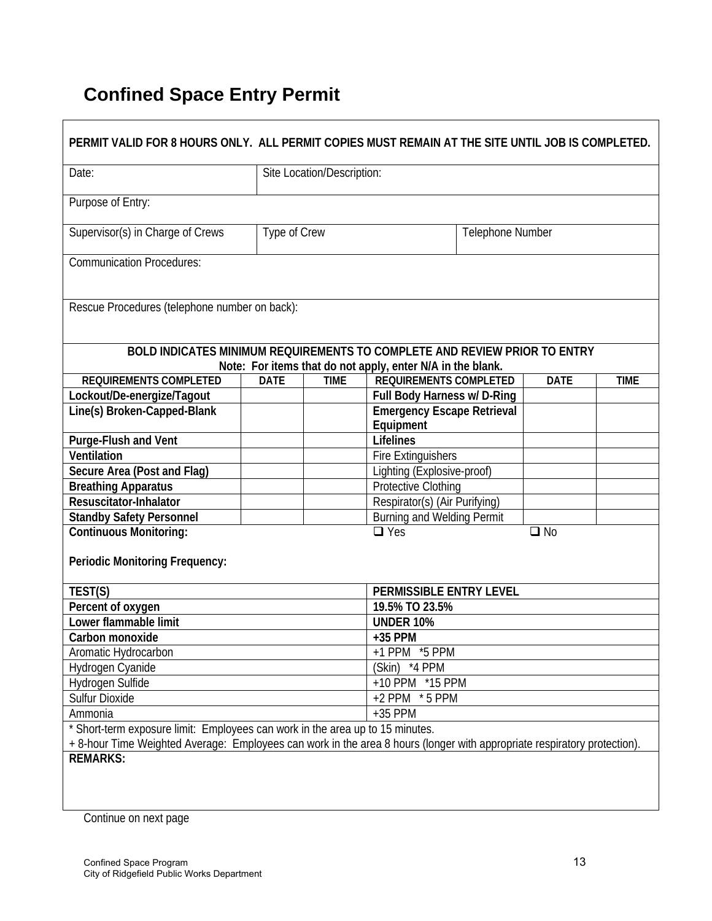# Confined Space Entry Permit

**PERMIT VALID FOR 8 HOURS ONLY. ALL PERMIT COPIES MUST REMAIN AT THE SITE UNTIL JOB IS COMPLETED.**

| Date: | Site Location/Description: | |
|---|---|---|
| Purpose of Entry: | | |
| Supervisor(s) in Charge of Crews | Type of Crew | Telephone Number |

Communication Procedures:

Rescue Procedures (telephone number on back):

**BOLD INDICATES MINIMUM REQUIREMENTS TO COMPLETE AND REVIEW PRIOR TO ENTRY**
**Note: For items that do not apply, enter N/A in the blank.**

| REQUIREMENTS COMPLETED | DATE | TIME | REQUIREMENTS COMPLETED | DATE | TIME |
|---|---|---|---|---|---|
| **Lockout/De-energize/Tagout** | | | **Full Body Harness w/ D-Ring** | | |
| **Line(s) Broken-Capped-Blank** | | | **Emergency Escape Retrieval Equipment** | | |
| **Purge-Flush and Vent** | | | **Lifelines** | | |
| **Ventilation** | | | Fire Extinguishers | | |
| **Secure Area (Post and Flag)** | | | Lighting (Explosive-proof) | | |
| **Breathing Apparatus** | | | Protective Clothing | | |
| **Resuscitator-Inhalator** | | | Respirator(s) (Air Purifying) | | |
| **Standby Safety Personnel** | | | Burning and Welding Permit | | |

**Continuous Monitoring:** ❑ Yes ❑ No

**Periodic Monitoring Frequency:**

| TEST(S) | PERMISSIBLE ENTRY LEVEL |
|---|---|
| **Percent of oxygen** | **19.5% TO 23.5%** |
| **Lower flammable limit** | **UNDER 10%** |
| **Carbon monoxide** | **+35 PPM** |
| Aromatic Hydrocarbon | +1 PPM *5 PPM |
| Hydrogen Cyanide | (Skin) *4 PPM |
| Hydrogen Sulfide | +10 PPM *15 PPM |
| Sulfur Dioxide | +2 PPM * 5 PPM |
| Ammonia | +35 PPM |

* Short-term exposure limit: Employees can work in the area up to 15 minutes.
+ 8-hour Time Weighted Average: Employees can work in the area 8 hours (longer with appropriate respiratory protection).

**REMARKS:**

Continue on next page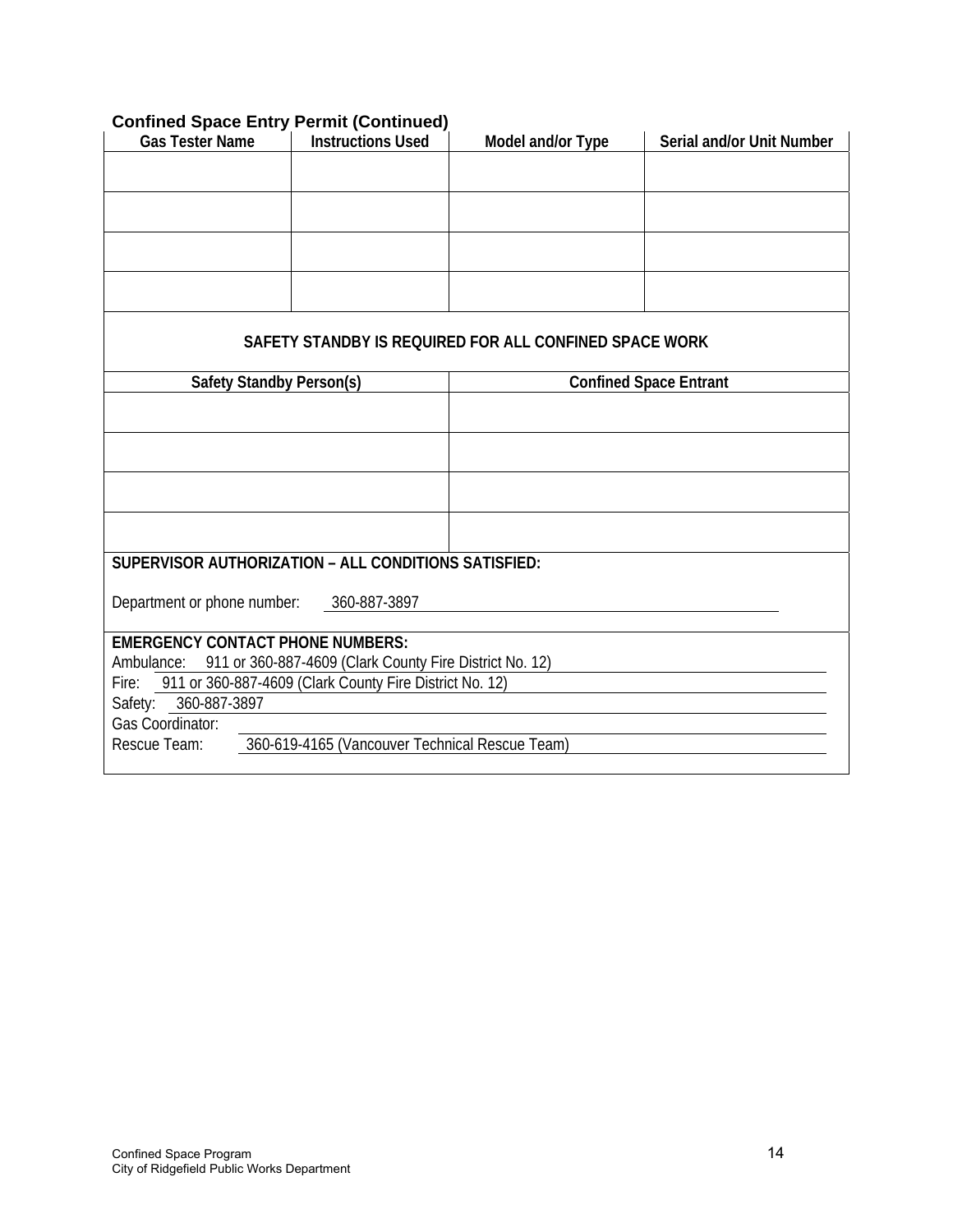**Confined Space Entry Permit (Continued)**

| Gas Tester Name | Instructions Used | Model and/or Type | Serial and/or Unit Number |
| --- | --- | --- | --- |
| | | | |
| | | | |
| | | | |
| | | | |

**SAFETY STANDBY IS REQUIRED FOR ALL CONFINED SPACE WORK**

| Safety Standby Person(s) | Confined Space Entrant |
| --- | --- |
| | |
| | |
| | |
| | |

**SUPERVISOR AUTHORIZATION – ALL CONDITIONS SATISFIED:**

Department or phone number: 360-887-3897

**EMERGENCY CONTACT PHONE NUMBERS:**

Ambulance: 911 or 360-887-4609 (Clark County Fire District No. 12)

Fire: 911 or 360-887-4609 (Clark County Fire District No. 12)

Safety: 360-887-3897

Gas Coordinator:

Rescue Team: 360-619-4165 (Vancouver Technical Rescue Team)